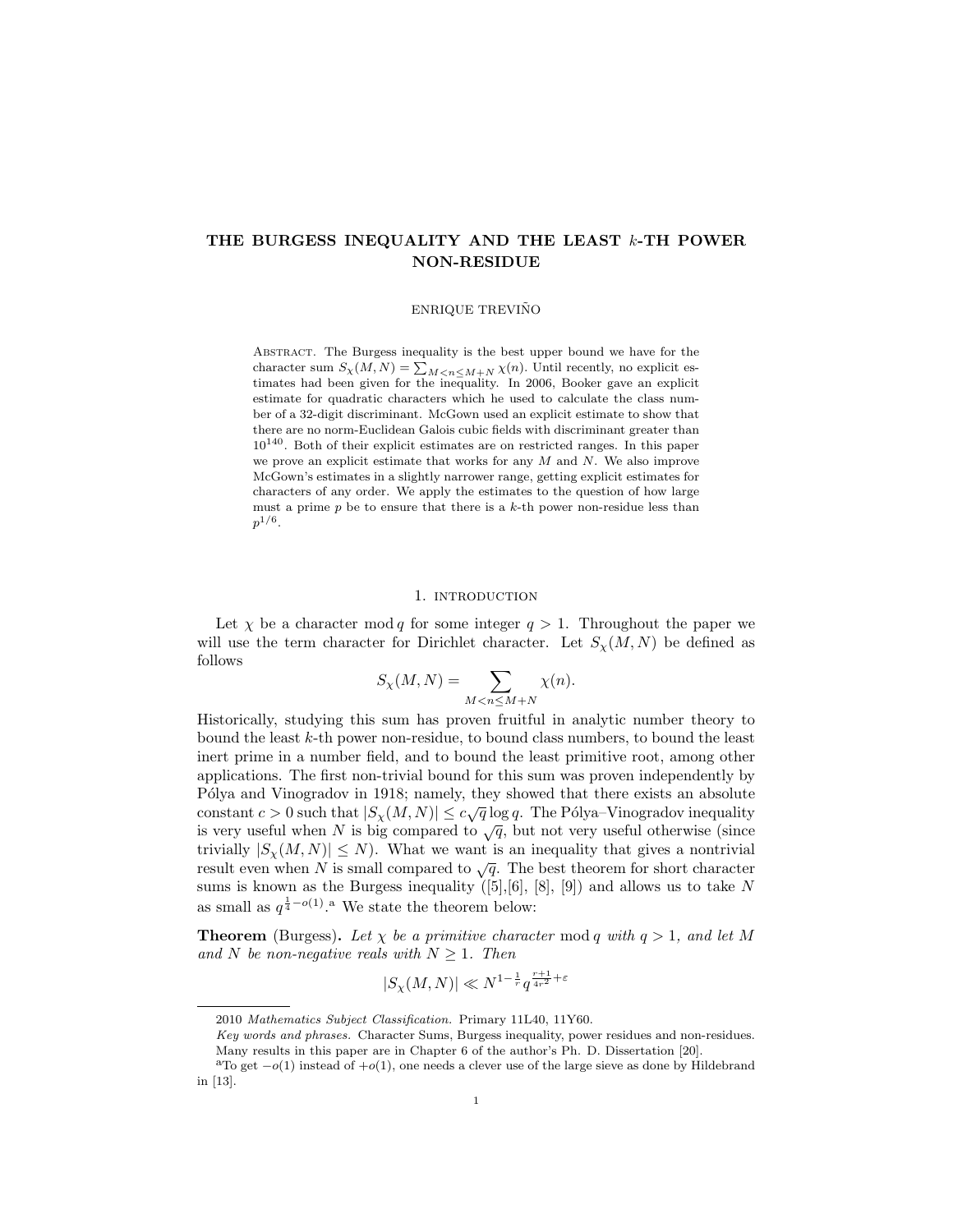# THE BURGESS INEQUALITY AND THE LEAST $k$-TH POWER NON-RESIDUE

ENRIQUE TREVIÑO

Abstract. The Burgess inequality is the best upper bound we have for the character sum $S_\chi(M,N) = \sum_{M<n\leq M+N} \chi(n)$. Until recently, no explicit estimates had been given for the inequality. In 2006, Booker gave an explicit estimate for quadratic characters which he used to calculate the class number of a 32-digit discriminant. McGown used an explicit estimate to show that there are no norm-Euclidean Galois cubic fields with discriminant greater than $10^{140}$. Both of their explicit estimates are on restricted ranges. In this paper we prove an explicit estimate that works for any $M$ and $N$. We also improve McGown's estimates in a slightly narrower range, getting explicit estimates for characters of any order. We apply the estimates to the question of how large must a prime $p$ be to ensure that there is a $k$-th power non-residue less than $p^{1/6}$.

## 1. Introduction

Let $\chi$ be a character mod $q$ for some integer $q > 1$. Throughout the paper we will use the term character for Dirichlet character. Let $S_\chi(M,N)$ be defined as follows

$$S_\chi(M,N) = \sum_{M<n\leq M+N} \chi(n).$$

Historically, studying this sum has proven fruitful in analytic number theory to bound the least $k$-th power non-residue, to bound class numbers, to bound the least inert prime in a number field, and to bound the least primitive root, among other applications. The first non-trivial bound for this sum was proven independently by Pólya and Vinogradov in 1918; namely, they showed that there exists an absolute constant $c > 0$ such that $|S_\chi(M,N)| \leq c\sqrt{q}\log q$. The Pólya–Vinogradov inequality is very useful when $N$ is big compared to $\sqrt{q}$, but not very useful otherwise (since trivially $|S_\chi(M,N)| \leq N$). What we want is an inequality that gives a nontrivial result even when $N$ is small compared to $\sqrt{q}$. The best theorem for short character sums is known as the Burgess inequality ([5],[6], [8], [9]) and allows us to take $N$ as small as $q^{\frac{1}{4}-o(1)}$.[a] We state the theorem below:

**Theorem** (Burgess)**.** *Let $\chi$ be a primitive character* mod $q$ *with $q > 1$, and let $M$ and $N$ be non-negative reals with $N \geq 1$. Then*

$$|S_\chi(M,N)| \ll N^{1-\frac{1}{r}} q^{\frac{r+1}{4r^2}+\varepsilon}$$

---

2010 *Mathematics Subject Classification.* Primary 11L40, 11Y60.

*Key words and phrases.* Character Sums, Burgess inequality, power residues and non-residues.

Many results in this paper are in Chapter 6 of the author's Ph. D. Dissertation [20].

[a] To get $-o(1)$ instead of $+o(1)$, one needs a clever use of the large sieve as done by Hildebrand in [13].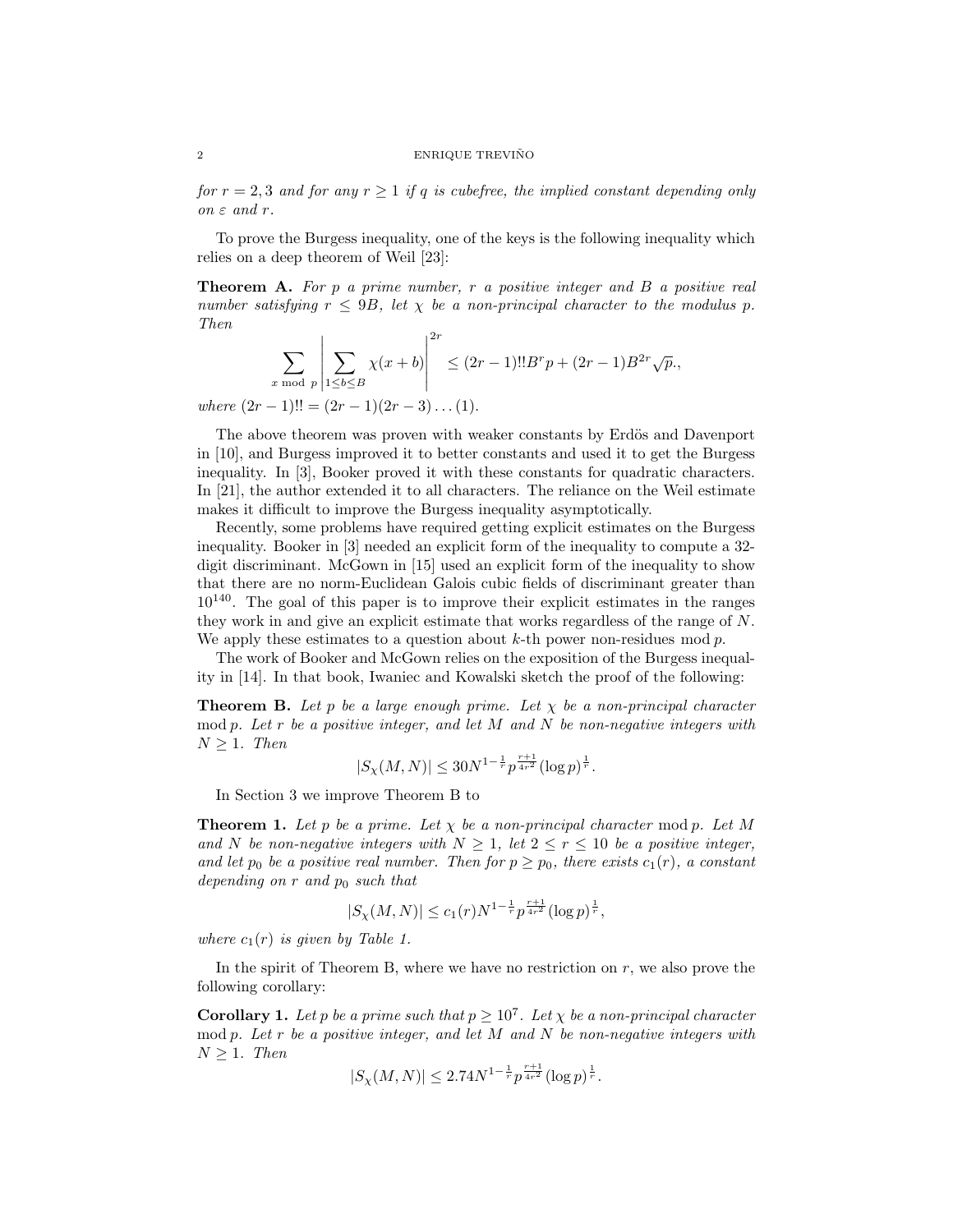*for $r = 2, 3$ and for any $r \geq 1$ if $q$ is cubefree, the implied constant depending only on $\varepsilon$ and $r$.*

To prove the Burgess inequality, one of the keys is the following inequality which relies on a deep theorem of Weil [23]:

**Theorem A.** *For $p$ a prime number, $r$ a positive integer and $B$ a positive real number satisfying $r \leq 9B$, let $\chi$ be a non-principal character to the modulus $p$. Then*

$$\sum_{x \bmod p} \left| \sum_{1 \leq b \leq B} \chi(x+b) \right|^{2r} \leq (2r-1)!!B^r p + (2r-1)B^{2r}\sqrt{p}.,$$

*where $(2r-1)!! = (2r-1)(2r-3)\dots(1)$.*

The above theorem was proven with weaker constants by Erdös and Davenport in [10], and Burgess improved it to better constants and used it to get the Burgess inequality. In [3], Booker proved it with these constants for quadratic characters. In [21], the author extended it to all characters. The reliance on the Weil estimate makes it difficult to improve the Burgess inequality asymptotically.

Recently, some problems have required getting explicit estimates on the Burgess inequality. Booker in [3] needed an explicit form of the inequality to compute a 32-digit discriminant. McGown in [15] used an explicit form of the inequality to show that there are no norm-Euclidean Galois cubic fields of discriminant greater than $10^{140}$. The goal of this paper is to improve their explicit estimates in the ranges they work in and give an explicit estimate that works regardless of the range of $N$. We apply these estimates to a question about $k$-th power non-residues mod $p$.

The work of Booker and McGown relies on the exposition of the Burgess inequality in [14]. In that book, Iwaniec and Kowalski sketch the proof of the following:

**Theorem B.** *Let $p$ be a large enough prime. Let $\chi$ be a non-principal character $\bmod p$. Let $r$ be a positive integer, and let $M$ and $N$ be non-negative integers with $N \geq 1$. Then*

$$|S_\chi(M,N)| \leq 30 N^{1-\frac{1}{r}} p^{\frac{r+1}{4r^2}} (\log p)^{\frac{1}{r}}.$$

In Section 3 we improve Theorem B to

**Theorem 1.** *Let $p$ be a prime. Let $\chi$ be a non-principal character $\bmod p$. Let $M$ and $N$ be non-negative integers with $N \geq 1$, let $2 \leq r \leq 10$ be a positive integer, and let $p_0$ be a positive real number. Then for $p \geq p_0$, there exists $c_1(r)$, a constant depending on $r$ and $p_0$ such that*

$$|S_\chi(M,N)| \leq c_1(r) N^{1-\frac{1}{r}} p^{\frac{r+1}{4r^2}} (\log p)^{\frac{1}{r}},$$

*where $c_1(r)$ is given by Table 1.*

In the spirit of Theorem B, where we have no restriction on $r$, we also prove the following corollary:

**Corollary 1.** *Let $p$ be a prime such that $p \geq 10^7$. Let $\chi$ be a non-principal character $\bmod p$. Let $r$ be a positive integer, and let $M$ and $N$ be non-negative integers with $N \geq 1$. Then*

$$|S_\chi(M,N)| \leq 2.74 N^{1-\frac{1}{r}} p^{\frac{r+1}{4r^2}} (\log p)^{\frac{1}{r}}.$$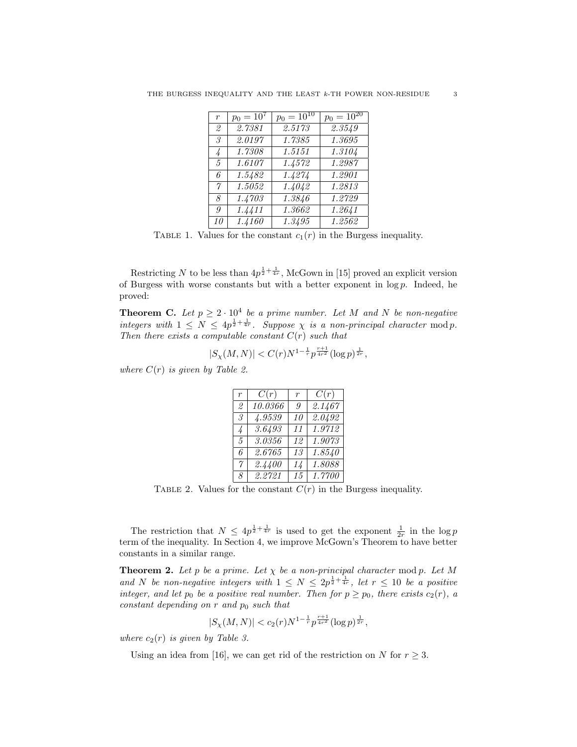| $r$ | $p_0 = 10^7$ | $p_0 = 10^{10}$ | $p_0 = 10^{20}$ |
|---|---|---|---|
| 2 | 2.7381 | 2.5173 | 2.3549 |
| 3 | 2.0197 | 1.7385 | 1.3695 |
| 4 | 1.7308 | 1.5151 | 1.3104 |
| 5 | 1.6107 | 1.4572 | 1.2987 |
| 6 | 1.5482 | 1.4274 | 1.2901 |
| 7 | 1.5052 | 1.4042 | 1.2813 |
| 8 | 1.4703 | 1.3846 | 1.2729 |
| 9 | 1.4411 | 1.3662 | 1.2641 |
| 10 | 1.4160 | 1.3495 | 1.2562 |

Table 1. Values for the constant $c_1(r)$ in the Burgess inequality.

Restricting $N$ to be less than $4p^{\frac{1}{2}+\frac{1}{4r}}$, McGown in [15] proved an explicit version of Burgess with worse constants but with a better exponent in $\log p$. Indeed, he proved:

**Theorem C.** *Let $p \geq 2 \cdot 10^4$ be a prime number. Let $M$ and $N$ be non-negative integers with $1 \leq N \leq 4p^{\frac{1}{2}+\frac{1}{4r}}$. Suppose $\chi$ is a non-principal character* mod $p$. *Then there exists a computable constant $C(r)$ such that*

$$|S_\chi(M,N)| < C(r) N^{1-\frac{1}{r}} p^{\frac{r+1}{4r^2}} (\log p)^{\frac{1}{2r}},$$

*where $C(r)$ is given by Table 2.*

| $r$ | $C(r)$ | $r$ | $C(r)$ |
|---|---|---|---|
| 2 | 10.0366 | 9 | 2.1467 |
| 3 | 4.9539 | 10 | 2.0492 |
| 4 | 3.6493 | 11 | 1.9712 |
| 5 | 3.0356 | 12 | 1.9073 |
| 6 | 2.6765 | 13 | 1.8540 |
| 7 | 2.4400 | 14 | 1.8088 |
| 8 | 2.2721 | 15 | 1.7700 |

Table 2. Values for the constant $C(r)$ in the Burgess inequality.

The restriction that $N \leq 4p^{\frac{1}{2}+\frac{1}{4r}}$ is used to get the exponent $\frac{1}{2r}$ in the $\log p$ term of the inequality. In Section 4, we improve McGown's Theorem to have better constants in a similar range.

**Theorem 2.** *Let $p$ be a prime. Let $\chi$ be a non-principal character* mod $p$. *Let $M$ and $N$ be non-negative integers with $1 \leq N \leq 2p^{\frac{1}{2}+\frac{1}{4r}}$, let $r \leq 10$ be a positive integer, and let $p_0$ be a positive real number. Then for $p \geq p_0$, there exists $c_2(r)$, a constant depending on $r$ and $p_0$ such that*

$$|S_\chi(M,N)| < c_2(r) N^{1-\frac{1}{r}} p^{\frac{r+1}{4r^2}} (\log p)^{\frac{1}{2r}},$$

*where $c_2(r)$ is given by Table 3.*

Using an idea from [16], we can get rid of the restriction on $N$ for $r \geq 3$.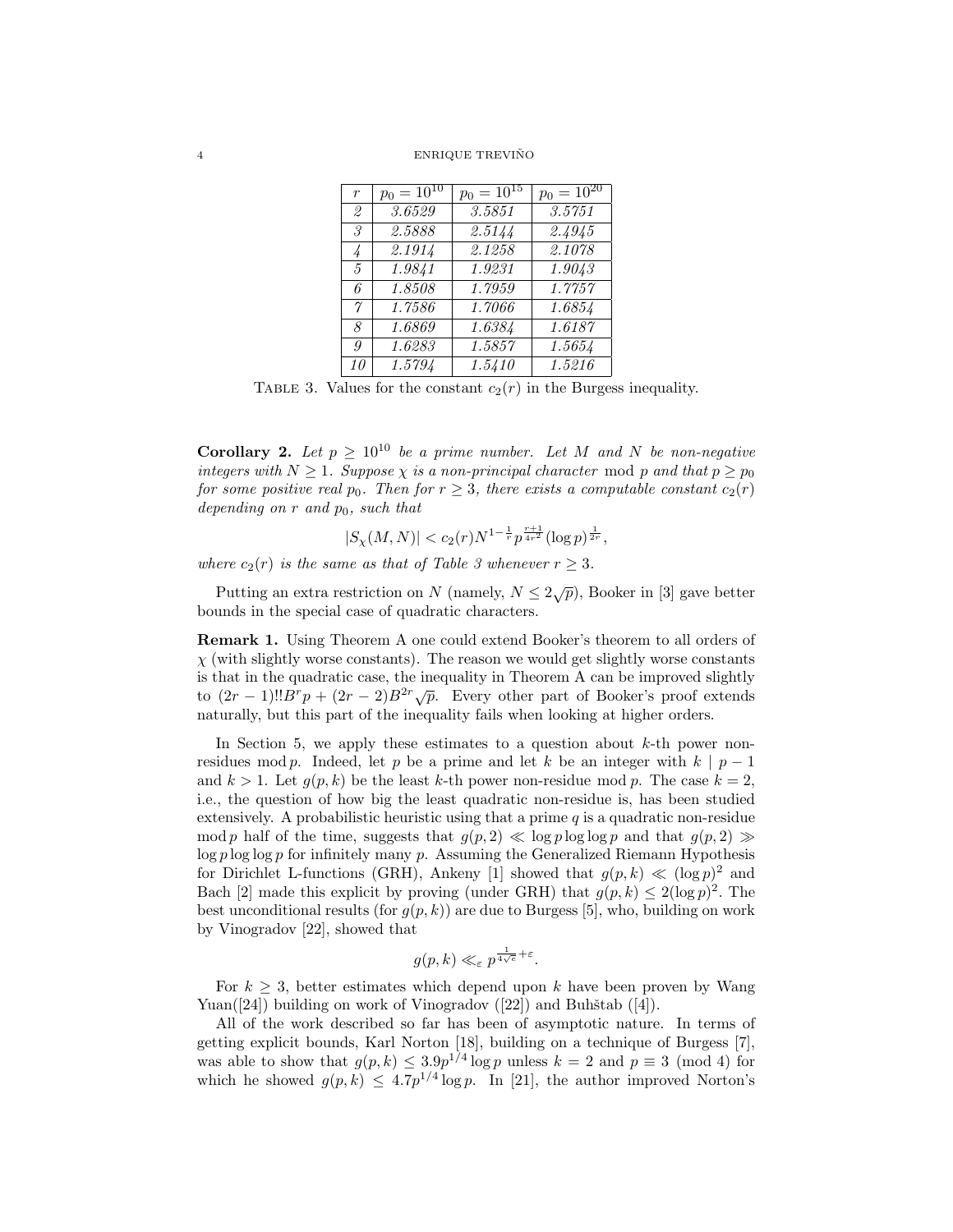| $r$ | $p_0 = 10^{10}$ | $p_0 = 10^{15}$ | $p_0 = 10^{20}$ |
|---|---|---|---|
| *2* | *3.6529* | *3.5851* | *3.5751* |
| *3* | *2.5888* | *2.5144* | *2.4945* |
| *4* | *2.1914* | *2.1258* | *2.1078* |
| *5* | *1.9841* | *1.9231* | *1.9043* |
| *6* | *1.8508* | *1.7959* | *1.7757* |
| *7* | *1.7586* | *1.7066* | *1.6854* |
| *8* | *1.6869* | *1.6384* | *1.6187* |
| *9* | *1.6283* | *1.5857* | *1.5654* |
| *10* | *1.5794* | *1.5410* | *1.5216* |

TABLE 3. Values for the constant $c_2(r)$ in the Burgess inequality.

**Corollary 2.** *Let $p \geq 10^{10}$ be a prime number. Let $M$ and $N$ be non-negative integers with $N \geq 1$. Suppose $\chi$ is a non-principal character* mod $p$ *and that $p \geq p_0$ for some positive real $p_0$. Then for $r \geq 3$, there exists a computable constant $c_2(r)$ depending on $r$ and $p_0$, such that*

$$|S_\chi(M, N)| < c_2(r) N^{1-\frac{1}{r}} p^{\frac{r+1}{4r^2}} (\log p)^{\frac{1}{2r}},$$

*where $c_2(r)$ is the same as that of Table 3 whenever $r \geq 3$.*

Putting an extra restriction on $N$ (namely, $N \leq 2\sqrt{p}$), Booker in [3] gave better bounds in the special case of quadratic characters.

**Remark 1.** Using Theorem A one could extend Booker's theorem to all orders of $\chi$ (with slightly worse constants). The reason we would get slightly worse constants is that in the quadratic case, the inequality in Theorem A can be improved slightly to $(2r-1)!!B^r p + (2r-2)B^{2r}\sqrt{p}$. Every other part of Booker's proof extends naturally, but this part of the inequality fails when looking at higher orders.

In Section 5, we apply these estimates to a question about $k$-th power non-residues mod $p$. Indeed, let $p$ be a prime and let $k$ be an integer with $k \mid p-1$ and $k > 1$. Let $g(p, k)$ be the least $k$-th power non-residue mod $p$. The case $k = 2$, i.e., the question of how big the least quadratic non-residue is, has been studied extensively. A probabilistic heuristic using that a prime $q$ is a quadratic non-residue mod $p$ half of the time, suggests that $g(p, 2) \ll \log p \log\log p$ and that $g(p, 2) \gg \log p \log\log p$ for infinitely many $p$. Assuming the Generalized Riemann Hypothesis for Dirichlet L-functions (GRH), Ankeny [1] showed that $g(p, k) \ll (\log p)^2$ and Bach [2] made this explicit by proving (under GRH) that $g(p, k) \leq 2(\log p)^2$. The best unconditional results (for $g(p, k)$) are due to Burgess [5], who, building on work by Vinogradov [22], showed that

$$g(p, k) \ll_\varepsilon p^{\frac{1}{4\sqrt{e}}+\varepsilon}.$$

For $k \geq 3$, better estimates which depend upon $k$ have been proven by Wang Yuan([24]) building on work of Vinogradov ([22]) and Buhštab ([4]).

All of the work described so far has been of asymptotic nature. In terms of getting explicit bounds, Karl Norton [18], building on a technique of Burgess [7], was able to show that $g(p, k) \leq 3.9 p^{1/4} \log p$ unless $k = 2$ and $p \equiv 3 \pmod 4$ for which he showed $g(p, k) \leq 4.7 p^{1/4} \log p$. In [21], the author improved Norton's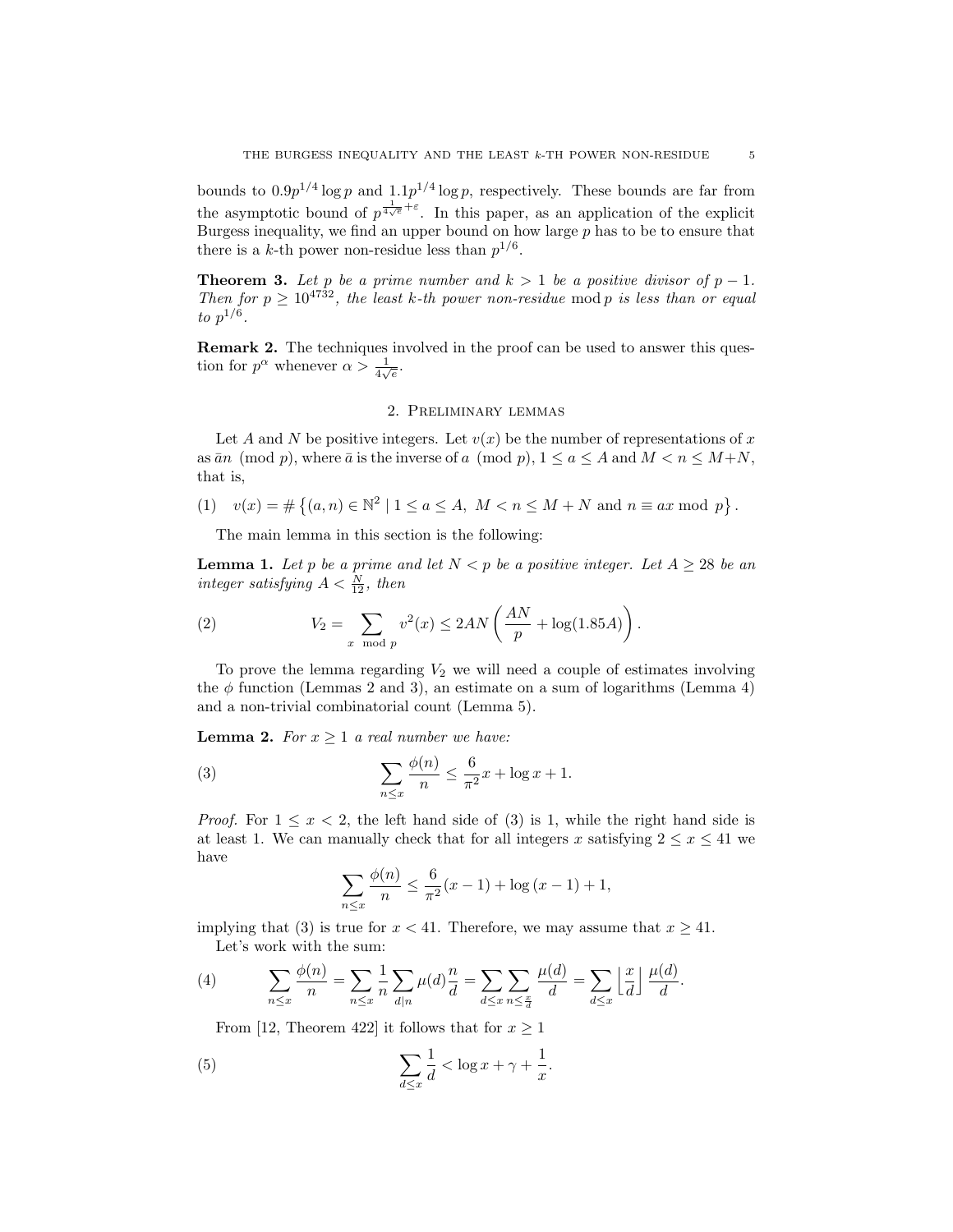bounds to $0.9p^{1/4}\log p$ and $1.1p^{1/4}\log p$, respectively. These bounds are far from the asymptotic bound of $p^{\frac{1}{4\sqrt{e}}+\varepsilon}$. In this paper, as an application of the explicit Burgess inequality, we find an upper bound on how large $p$ has to be to ensure that there is a $k$-th power non-residue less than $p^{1/6}$.

**Theorem 3.** *Let $p$ be a prime number and $k > 1$ be a positive divisor of $p-1$. Then for $p \geq 10^{4732}$, the least $k$-th power non-residue $\bmod\, p$ is less than or equal to $p^{1/6}$.*

**Remark 2.** The techniques involved in the proof can be used to answer this question for $p^{\alpha}$ whenever $\alpha > \frac{1}{4\sqrt{e}}$.

## 2. Preliminary lemmas

Let $A$ and $N$ be positive integers. Let $v(x)$ be the number of representations of $x$ as $\bar{a}n \pmod p$, where $\bar{a}$ is the inverse of $a \pmod p$, $1 \leq a \leq A$ and $M < n \leq M+N$, that is,

$$v(x) = \#\left\{(a,n) \in \mathbb{N}^2 \mid 1 \leq a \leq A,\ M < n \leq M+N \text{ and } n \equiv ax \bmod p\right\}. \tag{1}$$

The main lemma in this section is the following:

**Lemma 1.** *Let $p$ be a prime and let $N < p$ be a positive integer. Let $A \geq 28$ be an integer satisfying $A < \frac{N}{12}$, then*

$$V_2 = \sum_{x \bmod p} v^2(x) \leq 2AN\left(\frac{AN}{p} + \log(1.85A)\right). \tag{2}$$

To prove the lemma regarding $V_2$ we will need a couple of estimates involving the $\phi$ function (Lemmas 2 and 3), an estimate on a sum of logarithms (Lemma 4) and a non-trivial combinatorial count (Lemma 5).

**Lemma 2.** *For $x \geq 1$ a real number we have:*

$$\sum_{n \leq x} \frac{\phi(n)}{n} \leq \frac{6}{\pi^2}x + \log x + 1. \tag{3}$$

*Proof.* For $1 \leq x < 2$, the left hand side of (3) is 1, while the right hand side is at least 1. We can manually check that for all integers $x$ satisfying $2 \leq x \leq 41$ we have

$$\sum_{n \leq x} \frac{\phi(n)}{n} \leq \frac{6}{\pi^2}(x-1) + \log(x-1) + 1,$$

implying that (3) is true for $x < 41$. Therefore, we may assume that $x \geq 41$.

Let's work with the sum:

$$\sum_{n \leq x} \frac{\phi(n)}{n} = \sum_{n \leq x} \frac{1}{n} \sum_{d \mid n} \mu(d)\frac{n}{d} = \sum_{d \leq x} \sum_{n \leq \frac{x}{d}} \frac{\mu(d)}{d} = \sum_{d \leq x} \left\lfloor \frac{x}{d} \right\rfloor \frac{\mu(d)}{d}. \tag{4}$$

From [12, Theorem 422] it follows that for $x \geq 1$

$$\sum_{d \leq x} \frac{1}{d} < \log x + \gamma + \frac{1}{x}. \tag{5}$$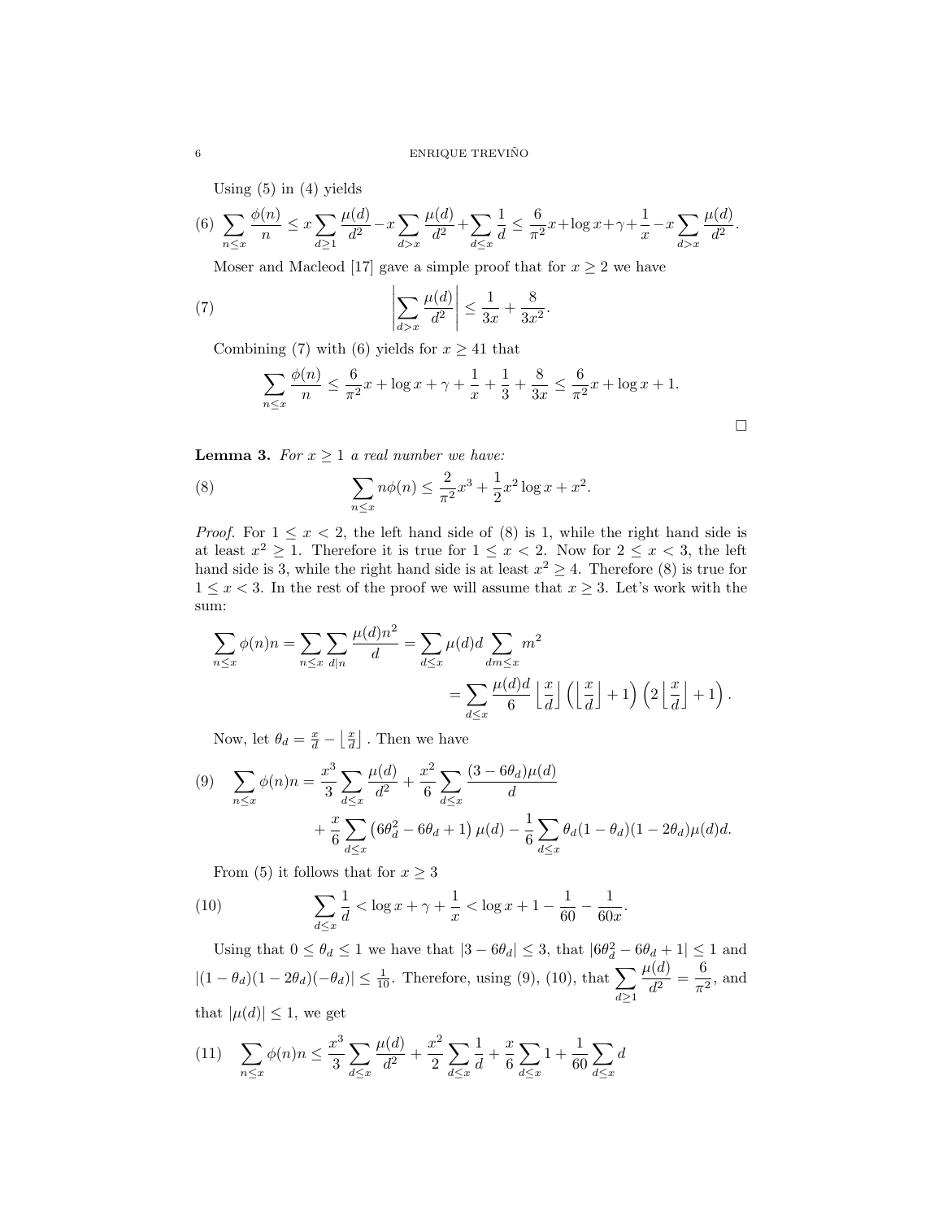Using (5) in (4) yields

$$\sum_{n \le x} \frac{\phi(n)}{n} \le x \sum_{d \ge 1} \frac{\mu(d)}{d^2} - x \sum_{d > x} \frac{\mu(d)}{d^2} + \sum_{d \le x} \frac{1}{d} \le \frac{6}{\pi^2} x + \log x + \gamma + \frac{1}{x} - x \sum_{d > x} \frac{\mu(d)}{d^2}. \tag{6}$$

Moser and Macleod [17] gave a simple proof that for $x \ge 2$ we have

$$\left| \sum_{d > x} \frac{\mu(d)}{d^2} \right| \le \frac{1}{3x} + \frac{8}{3x^2}. \tag{7}$$

Combining (7) with (6) yields for $x \ge 41$ that

$$\sum_{n \le x} \frac{\phi(n)}{n} \le \frac{6}{\pi^2} x + \log x + \gamma + \frac{1}{x} + \frac{1}{3} + \frac{8}{3x} \le \frac{6}{\pi^2} x + \log x + 1.$$

□

**Lemma 3.** *For $x \ge 1$ a real number we have:*

$$\sum_{n \le x} n\phi(n) \le \frac{2}{\pi^2} x^3 + \frac{1}{2} x^2 \log x + x^2. \tag{8}$$

*Proof.* For $1 \le x < 2$, the left hand side of (8) is 1, while the right hand side is at least $x^2 \ge 1$. Therefore it is true for $1 \le x < 2$. Now for $2 \le x < 3$, the left hand side is 3, while the right hand side is at least $x^2 \ge 4$. Therefore (8) is true for $1 \le x < 3$. In the rest of the proof we will assume that $x \ge 3$. Let's work with the sum:

$$\sum_{n \le x} \phi(n) n = \sum_{n \le x} \sum_{d \mid n} \frac{\mu(d) n^2}{d} = \sum_{d \le x} \mu(d) d \sum_{dm \le x} m^2$$
$$= \sum_{d \le x} \frac{\mu(d) d}{6} \left\lfloor \frac{x}{d} \right\rfloor \left( \left\lfloor \frac{x}{d} \right\rfloor + 1 \right) \left( 2 \left\lfloor \frac{x}{d} \right\rfloor + 1 \right).$$

Now, let $\theta_d = \frac{x}{d} - \left\lfloor \frac{x}{d} \right\rfloor$. Then we have

$$\sum_{n \le x} \phi(n) n = \frac{x^3}{3} \sum_{d \le x} \frac{\mu(d)}{d^2} + \frac{x^2}{6} \sum_{d \le x} \frac{(3 - 6\theta_d)\mu(d)}{d} + \frac{x}{6} \sum_{d \le x} \left(6\theta_d^2 - 6\theta_d + 1\right) \mu(d) - \frac{1}{6} \sum_{d \le x} \theta_d (1 - \theta_d)(1 - 2\theta_d) \mu(d) d. \tag{9}$$

From (5) it follows that for $x \ge 3$

$$\sum_{d \le x} \frac{1}{d} < \log x + \gamma + \frac{1}{x} < \log x + 1 - \frac{1}{60} - \frac{1}{60x}. \tag{10}$$

Using that $0 \le \theta_d \le 1$ we have that $|3 - 6\theta_d| \le 3$, that $|6\theta_d^2 - 6\theta_d + 1| \le 1$ and $|(1 - \theta_d)(1 - 2\theta_d)(-\theta_d)| \le \frac{1}{10}$. Therefore, using (9), (10), that $\displaystyle\sum_{d \ge 1} \frac{\mu(d)}{d^2} = \frac{6}{\pi^2}$, and that $|\mu(d)| \le 1$, we get

$$\sum_{n \le x} \phi(n) n \le \frac{x^3}{3} \sum_{d \le x} \frac{\mu(d)}{d^2} + \frac{x^2}{2} \sum_{d \le x} \frac{1}{d} + \frac{x}{6} \sum_{d \le x} 1 + \frac{1}{60} \sum_{d \le x} d \tag{11}$$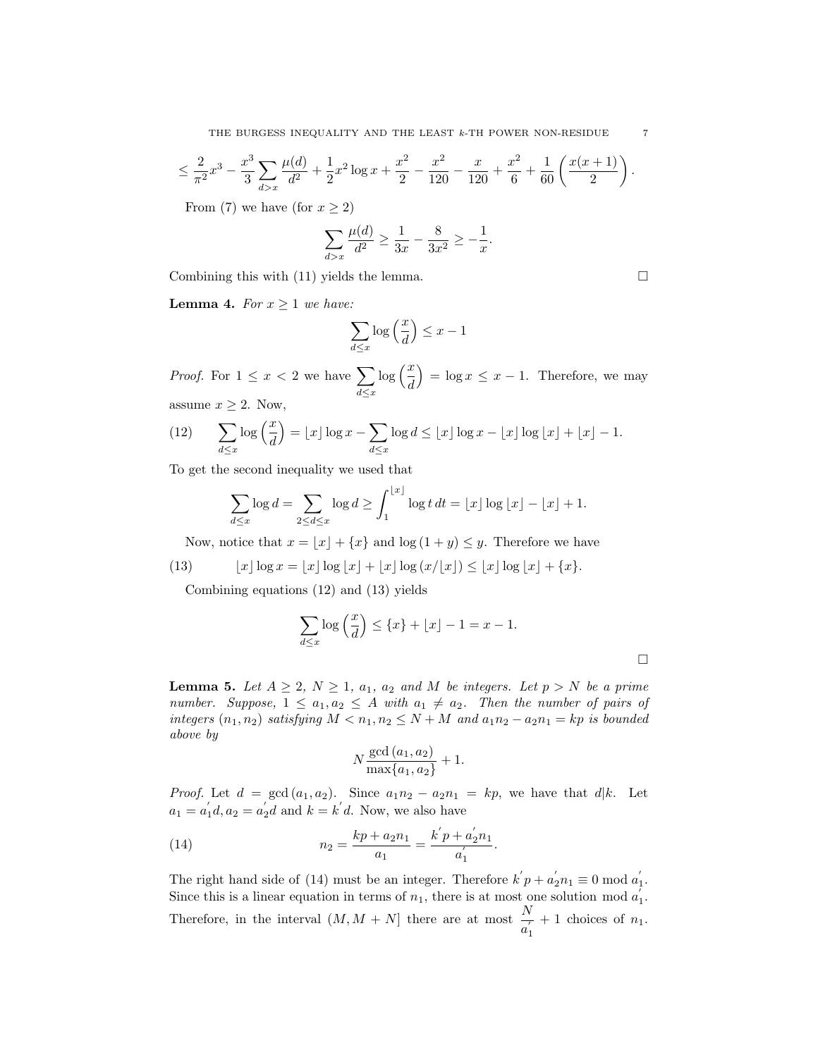$$\leq \frac{2}{\pi^2}x^3 - \frac{x^3}{3}\sum_{d>x}\frac{\mu(d)}{d^2} + \frac{1}{2}x^2\log x + \frac{x^2}{2} - \frac{x^2}{120} - \frac{x}{120} + \frac{x^2}{6} + \frac{1}{60}\left(\frac{x(x+1)}{2}\right).$$

From (7) we have (for $x \geq 2$)

$$\sum_{d>x}\frac{\mu(d)}{d^2} \geq \frac{1}{3x} - \frac{8}{3x^2} \geq -\frac{1}{x}.$$

Combining this with (11) yields the lemma. $\square$

**Lemma 4.** *For $x \geq 1$ we have:*

$$\sum_{d\leq x}\log\left(\frac{x}{d}\right) \leq x - 1$$

*Proof.* For $1 \leq x < 2$ we have $\sum_{d\leq x}\log\left(\frac{x}{d}\right) = \log x \leq x - 1$. Therefore, we may assume $x \geq 2$. Now,

$$\sum_{d\leq x}\log\left(\frac{x}{d}\right) = \lfloor x\rfloor\log x - \sum_{d\leq x}\log d \leq \lfloor x\rfloor\log x - \lfloor x\rfloor\log\lfloor x\rfloor + \lfloor x\rfloor - 1. \tag{12}$$

To get the second inequality we used that

$$\sum_{d\leq x}\log d = \sum_{2\leq d\leq x}\log d \geq \int_1^{\lfloor x\rfloor}\log t\,dt = \lfloor x\rfloor\log\lfloor x\rfloor - \lfloor x\rfloor + 1.$$

Now, notice that $x = \lfloor x\rfloor + \{x\}$ and $\log(1+y) \leq y$. Therefore we have

$$\lfloor x\rfloor\log x = \lfloor x\rfloor\log\lfloor x\rfloor + \lfloor x\rfloor\log(x/\lfloor x\rfloor) \leq \lfloor x\rfloor\log\lfloor x\rfloor + \{x\}. \tag{13}$$

Combining equations (12) and (13) yields

$$\sum_{d\leq x}\log\left(\frac{x}{d}\right) \leq \{x\} + \lfloor x\rfloor - 1 = x - 1.$$

$\square$

**Lemma 5.** *Let $A \geq 2$, $N \geq 1$, $a_1$, $a_2$ and $M$ be integers. Let $p > N$ be a prime number. Suppose, $1 \leq a_1, a_2 \leq A$ with $a_1 \neq a_2$. Then the number of pairs of integers $(n_1, n_2)$ satisfying $M < n_1, n_2 \leq N + M$ and $a_1n_2 - a_2n_1 = kp$ is bounded above by*

$$N\frac{\gcd(a_1, a_2)}{\max\{a_1, a_2\}} + 1.$$

*Proof.* Let $d = \gcd(a_1, a_2)$. Since $a_1n_2 - a_2n_1 = kp$, we have that $d|k$. Let $a_1 = a_1'd, a_2 = a_2'd$ and $k = k'd$. Now, we also have

$$n_2 = \frac{kp + a_2n_1}{a_1} = \frac{k'p + a_2'n_1}{a_1'}. \tag{14}$$

The right hand side of (14) must be an integer. Therefore $k'p + a_2'n_1 \equiv 0 \bmod a_1'$. Since this is a linear equation in terms of $n_1$, there is at most one solution $\bmod\ a_1'$. Therefore, in the interval $(M, M+N]$ there are at most $\dfrac{N}{a_1'} + 1$ choices of $n_1$.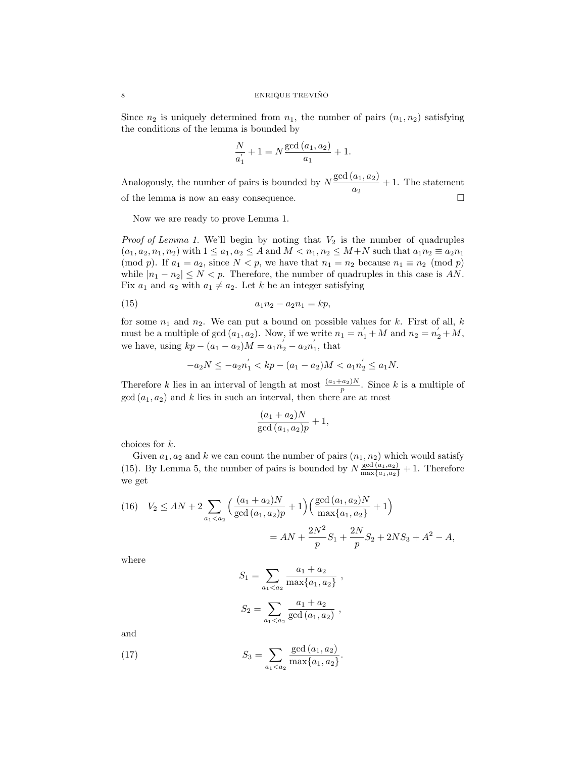Since $n_2$ is uniquely determined from $n_1$, the number of pairs $(n_1, n_2)$ satisfying the conditions of the lemma is bounded by

$$\frac{N}{a_1'} + 1 = N\frac{\gcd(a_1, a_2)}{a_1} + 1.$$

Analogously, the number of pairs is bounded by $N\dfrac{\gcd(a_1, a_2)}{a_2} + 1$. The statement of the lemma is now an easy consequence. $\square$

Now we are ready to prove Lemma 1.

*Proof of Lemma 1.* We'll begin by noting that $V_2$ is the number of quadruples $(a_1, a_2, n_1, n_2)$ with $1 \leq a_1, a_2 \leq A$ and $M < n_1, n_2 \leq M+N$ such that $a_1 n_2 \equiv a_2 n_1 \pmod{p}$. If $a_1 = a_2$, since $N < p$, we have that $n_1 = n_2$ because $n_1 \equiv n_2 \pmod{p}$ while $|n_1 - n_2| \leq N < p$. Therefore, the number of quadruples in this case is $AN$. Fix $a_1$ and $a_2$ with $a_1 \neq a_2$. Let $k$ be an integer satisfying

$$a_1 n_2 - a_2 n_1 = kp, \tag{15}$$

for some $n_1$ and $n_2$. We can put a bound on possible values for $k$. First of all, $k$ must be a multiple of $\gcd(a_1, a_2)$. Now, if we write $n_1 = n_1' + M$ and $n_2 = n_2' + M$, we have, using $kp - (a_1 - a_2)M = a_1 n_2' - a_2 n_1'$, that

$$-a_2 N \leq -a_2 n_1' < kp - (a_1 - a_2)M < a_1 n_2' \leq a_1 N.$$

Therefore $k$ lies in an interval of length at most $\frac{(a_1+a_2)N}{p}$. Since $k$ is a multiple of $\gcd(a_1, a_2)$ and $k$ lies in such an interval, then there are at most

$$\frac{(a_1 + a_2)N}{\gcd(a_1, a_2)p} + 1,$$

choices for $k$.

Given $a_1, a_2$ and $k$ we can count the number of pairs $(n_1, n_2)$ which would satisfy (15). By Lemma 5, the number of pairs is bounded by $N\frac{\gcd(a_1, a_2)}{\max\{a_1, a_2\}} + 1$. Therefore we get

$$\begin{aligned} V_2 &\leq AN + 2\sum_{a_1 < a_2} \Big(\frac{(a_1 + a_2)N}{\gcd(a_1, a_2)p} + 1\Big)\Big(\frac{\gcd(a_1, a_2)N}{\max\{a_1, a_2\}} + 1\Big) \\ &= AN + \frac{2N^2}{p}S_1 + \frac{2N}{p}S_2 + 2NS_3 + A^2 - A, \end{aligned} \tag{16}$$

where

$$S_1 = \sum_{a_1 < a_2} \frac{a_1 + a_2}{\max\{a_1, a_2\}},$$

$$S_2 = \sum_{a_1 < a_2} \frac{a_1 + a_2}{\gcd(a_1, a_2)},$$

and

$$S_3 = \sum_{a_1 < a_2} \frac{\gcd(a_1, a_2)}{\max\{a_1, a_2\}}. \tag{17}$$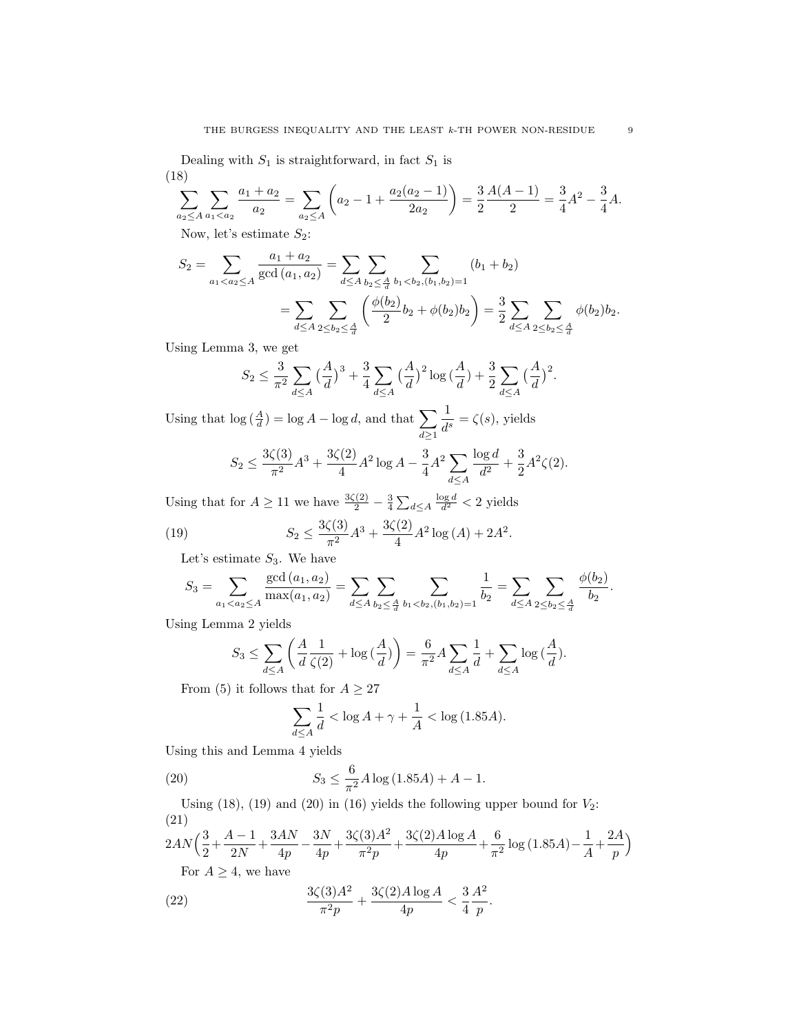Dealing with $S_1$ is straightforward, in fact $S_1$ is

(18)
$$\sum_{a_2 \le A} \sum_{a_1 < a_2} \frac{a_1 + a_2}{a_2} = \sum_{a_2 \le A} \left( a_2 - 1 + \frac{a_2(a_2-1)}{2a_2} \right) = \frac{3}{2} \frac{A(A-1)}{2} = \frac{3}{4}A^2 - \frac{3}{4}A.$$

Now, let's estimate $S_2$:

$$S_2 = \sum_{a_1 < a_2 \le A} \frac{a_1 + a_2}{\gcd(a_1, a_2)} = \sum_{d \le A} \sum_{b_2 \le \frac{A}{d}} \sum_{b_1 < b_2, (b_1, b_2) = 1} (b_1 + b_2)$$
$$= \sum_{d \le A} \sum_{2 \le b_2 \le \frac{A}{d}} \left( \frac{\phi(b_2)}{2} b_2 + \phi(b_2) b_2 \right) = \frac{3}{2} \sum_{d \le A} \sum_{2 \le b_2 \le \frac{A}{d}} \phi(b_2) b_2.$$

Using Lemma 3, we get

$$S_2 \le \frac{3}{\pi^2} \sum_{d \le A} \left(\frac{A}{d}\right)^3 + \frac{3}{4} \sum_{d \le A} \left(\frac{A}{d}\right)^2 \log\left(\frac{A}{d}\right) + \frac{3}{2} \sum_{d \le A} \left(\frac{A}{d}\right)^2.$$

Using that $\log\left(\frac{A}{d}\right) = \log A - \log d$, and that $\sum_{d \ge 1} \frac{1}{d^s} = \zeta(s)$, yields

$$S_2 \le \frac{3\zeta(3)}{\pi^2} A^3 + \frac{3\zeta(2)}{4} A^2 \log A - \frac{3}{4} A^2 \sum_{d \le A} \frac{\log d}{d^2} + \frac{3}{2} A^2 \zeta(2).$$

Using that for $A \ge 11$ we have $\frac{3\zeta(2)}{2} - \frac{3}{4} \sum_{d \le A} \frac{\log d}{d^2} < 2$ yields

$$S_2 \le \frac{3\zeta(3)}{\pi^2} A^3 + \frac{3\zeta(2)}{4} A^2 \log(A) + 2A^2. \tag{19}$$

Let's estimate $S_3$. We have

$$S_3 = \sum_{a_1 < a_2 \le A} \frac{\gcd(a_1, a_2)}{\max(a_1, a_2)} = \sum_{d \le A} \sum_{b_2 \le \frac{A}{d}} \sum_{b_1 < b_2, (b_1, b_2) = 1} \frac{1}{b_2} = \sum_{d \le A} \sum_{2 \le b_2 \le \frac{A}{d}} \frac{\phi(b_2)}{b_2}.$$

Using Lemma 2 yields

$$S_3 \le \sum_{d \le A} \left( \frac{A}{d} \frac{1}{\zeta(2)} + \log\left(\frac{A}{d}\right) \right) = \frac{6}{\pi^2} A \sum_{d \le A} \frac{1}{d} + \sum_{d \le A} \log\left(\frac{A}{d}\right).$$

From (5) it follows that for $A \ge 27$

$$\sum_{d \le A} \frac{1}{d} < \log A + \gamma + \frac{1}{A} < \log(1.85A).$$

Using this and Lemma 4 yields

$$S_3 \le \frac{6}{\pi^2} A \log(1.85A) + A - 1. \tag{20}$$

Using (18), (19) and (20) in (16) yields the following upper bound for $V_2$:

(21)
$$2AN\Big(\frac{3}{2} + \frac{A-1}{2N} + \frac{3AN}{4p} - \frac{3N}{4p} + \frac{3\zeta(3)A^2}{\pi^2 p} + \frac{3\zeta(2)A\log A}{4p} + \frac{6}{\pi^2}\log(1.85A) - \frac{1}{A} + \frac{2A}{p}\Big)$$

For $A \ge 4$, we have

$$\frac{3\zeta(3)A^2}{\pi^2 p} + \frac{3\zeta(2)A\log A}{4p} < \frac{3}{4}\frac{A^2}{p}. \tag{22}$$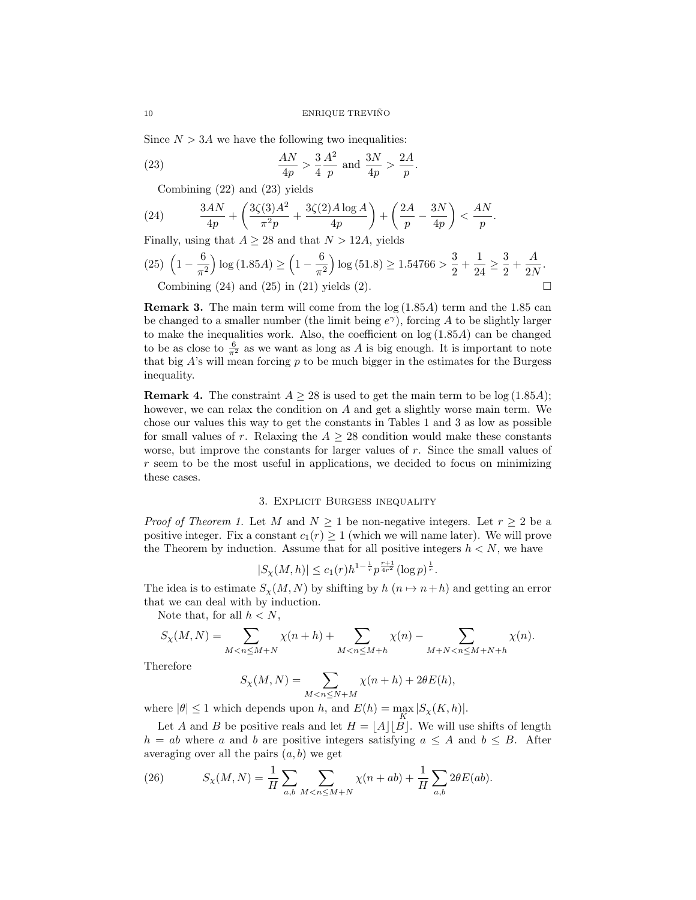Since $N > 3A$ we have the following two inequalities:

$$\frac{AN}{4p} > \frac{3}{4}\frac{A^2}{p} \text{ and } \frac{3N}{4p} > \frac{2A}{p}. \tag{23}$$

Combining (22) and (23) yields

$$\frac{3AN}{4p} + \left(\frac{3\zeta(3)A^2}{\pi^2 p} + \frac{3\zeta(2)A\log A}{4p}\right) + \left(\frac{2A}{p} - \frac{3N}{4p}\right) < \frac{AN}{p}. \tag{24}$$

Finally, using that $A \geq 28$ and that $N > 12A$, yields

$$\left(1 - \frac{6}{\pi^2}\right)\log(1.85A) \geq \left(1 - \frac{6}{\pi^2}\right)\log(51.8) \geq 1.54766 > \frac{3}{2} + \frac{1}{24} \geq \frac{3}{2} + \frac{A}{2N}. \tag{25}$$

Combining (24) and (25) in (21) yields (2). □

**Remark 3.** The main term will come from the $\log(1.85A)$ term and the 1.85 can be changed to a smaller number (the limit being $e^\gamma$), forcing $A$ to be slightly larger to make the inequalities work. Also, the coefficient on $\log(1.85A)$ can be changed to be as close to $\frac{6}{\pi^2}$ as we want as long as $A$ is big enough. It is important to note that big $A$'s will mean forcing $p$ to be much bigger in the estimates for the Burgess inequality.

**Remark 4.** The constraint $A \geq 28$ is used to get the main term to be $\log(1.85A)$; however, we can relax the condition on $A$ and get a slightly worse main term. We chose our values this way to get the constants in Tables 1 and 3 as low as possible for small values of $r$. Relaxing the $A \geq 28$ condition would make these constants worse, but improve the constants for larger values of $r$. Since the small values of $r$ seem to be the most useful in applications, we decided to focus on minimizing these cases.

## 3. Explicit Burgess inequality

*Proof of Theorem 1.* Let $M$ and $N \geq 1$ be non-negative integers. Let $r \geq 2$ be a positive integer. Fix a constant $c_1(r) \geq 1$ (which we will name later). We will prove the Theorem by induction. Assume that for all positive integers $h < N$, we have

$$|S_\chi(M,h)| \leq c_1(r) h^{1-\frac{1}{r}} p^{\frac{r+1}{4r^2}} (\log p)^{\frac{1}{r}}.$$

The idea is to estimate $S_\chi(M,N)$ by shifting by $h$ ($n \mapsto n+h$) and getting an error that we can deal with by induction.

Note that, for all $h < N$,

$$S_\chi(M,N) = \sum_{M<n\leq M+N} \chi(n+h) + \sum_{M<n\leq M+h} \chi(n) - \sum_{M+N<n\leq M+N+h} \chi(n).$$

Therefore

$$S_\chi(M,N) = \sum_{M<n\leq N+M} \chi(n+h) + 2\theta E(h),$$

where $|\theta| \leq 1$ which depends upon $h$, and $E(h) = \max_K |S_\chi(K,h)|$.

Let $A$ and $B$ be positive reals and let $H = \lfloor A \rfloor \lfloor B \rfloor$. We will use shifts of length $h = ab$ where $a$ and $b$ are positive integers satisfying $a \leq A$ and $b \leq B$. After averaging over all the pairs $(a,b)$ we get

$$S_\chi(M,N) = \frac{1}{H}\sum_{a,b}\sum_{M<n\leq M+N} \chi(n+ab) + \frac{1}{H}\sum_{a,b} 2\theta E(ab). \tag{26}$$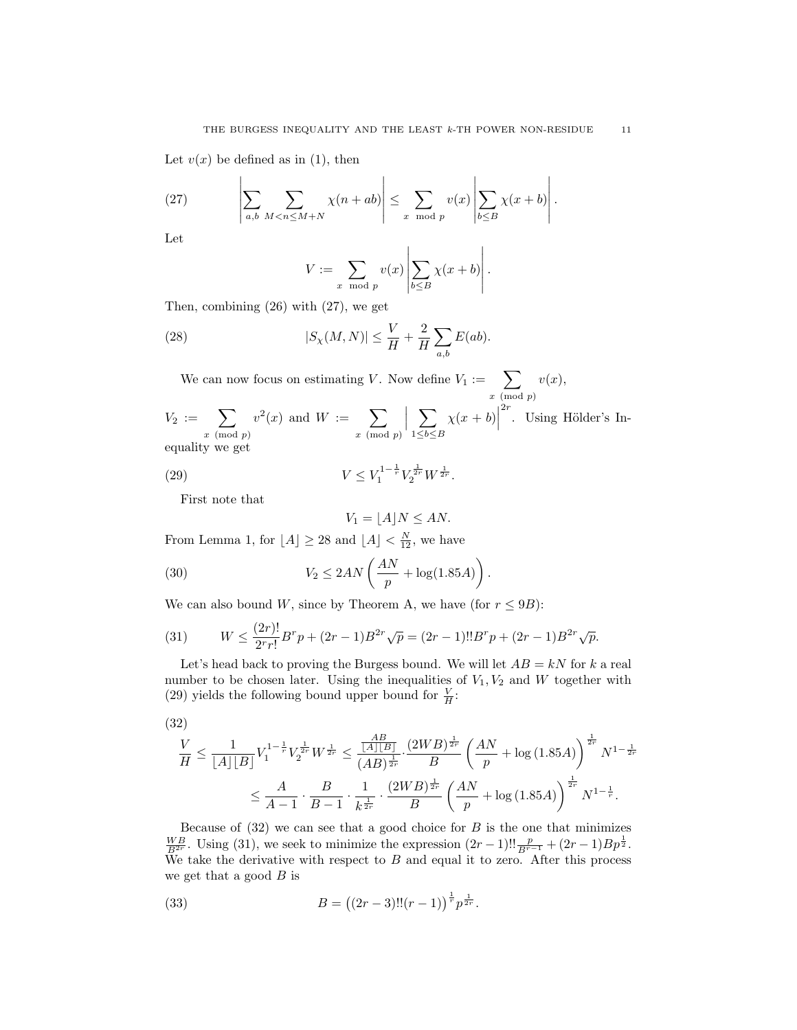Let $v(x)$ be defined as in (1), then

$$\left|\sum_{a,b}\sum_{M<n\leq M+N}\chi(n+ab)\right| \leq \sum_{x \mod p} v(x)\left|\sum_{b\leq B}\chi(x+b)\right|. \tag{27}$$

Let

$$V := \sum_{x \mod p} v(x)\left|\sum_{b\leq B}\chi(x+b)\right|.$$

Then, combining (26) with (27), we get

$$|S_\chi(M,N)| \leq \frac{V}{H} + \frac{2}{H}\sum_{a,b}E(ab). \tag{28}$$

We can now focus on estimating $V$. Now define $V_1 := \sum_{x \pmod p} v(x)$, $V_2 := \sum_{x \pmod p} v^2(x)$ and $W := \sum_{x \pmod p}\Big|\sum_{1\leq b\leq B}\chi(x+b)\Big|^{2r}$. Using Hölder's Inequality we get

$$V \leq V_1^{1-\frac{1}{r}}V_2^{\frac{1}{2r}}W^{\frac{1}{2r}}. \tag{29}$$

First note that

$$V_1 = \lfloor A\rfloor N \leq AN.$$

From Lemma 1, for $\lfloor A\rfloor \geq 28$ and $\lfloor A\rfloor < \frac{N}{12}$, we have

$$V_2 \leq 2AN\left(\frac{AN}{p} + \log(1.85A)\right). \tag{30}$$

We can also bound $W$, since by Theorem A, we have (for $r \leq 9B$):

$$W \leq \frac{(2r)!}{2^r r!}B^r p + (2r-1)B^{2r}\sqrt{p} = (2r-1)!!B^r p + (2r-1)B^{2r}\sqrt{p}. \tag{31}$$

Let's head back to proving the Burgess bound. We will let $AB = kN$ for $k$ a real number to be chosen later. Using the inequalities of $V_1, V_2$ and $W$ together with (29) yields the following bound upper bound for $\frac{V}{H}$:

$$\begin{aligned}\frac{V}{H} &\leq \frac{1}{\lfloor A\rfloor\lfloor B\rfloor}V_1^{1-\frac{1}{r}}V_2^{\frac{1}{2r}}W^{\frac{1}{2r}} \leq \frac{\frac{AB}{\lfloor A\rfloor\lfloor B\rfloor}}{(AB)^{\frac{1}{2r}}}\cdot\frac{(2WB)^{\frac{1}{2r}}}{B}\left(\frac{AN}{p}+\log(1.85A)\right)^{\frac{1}{2r}}N^{1-\frac{1}{2r}} \\ &\leq \frac{A}{A-1}\cdot\frac{B}{B-1}\cdot\frac{1}{k^{\frac{1}{2r}}}\cdot\frac{(2WB)^{\frac{1}{2r}}}{B}\left(\frac{AN}{p}+\log(1.85A)\right)^{\frac{1}{2r}}N^{1-\frac{1}{r}}.\end{aligned} \tag{32}$$

Because of (32) we can see that a good choice for $B$ is the one that minimizes $\frac{WB}{B^{2r}}$. Using (31), we seek to minimize the expression $(2r-1)!!\frac{p}{B^{r-1}} + (2r-1)Bp^{\frac{1}{2}}$. We take the derivative with respect to $B$ and equal it to zero. After this process we get that a good $B$ is

$$B = \left((2r-3)!!(r-1)\right)^{\frac{1}{r}}p^{\frac{1}{2r}}. \tag{33}$$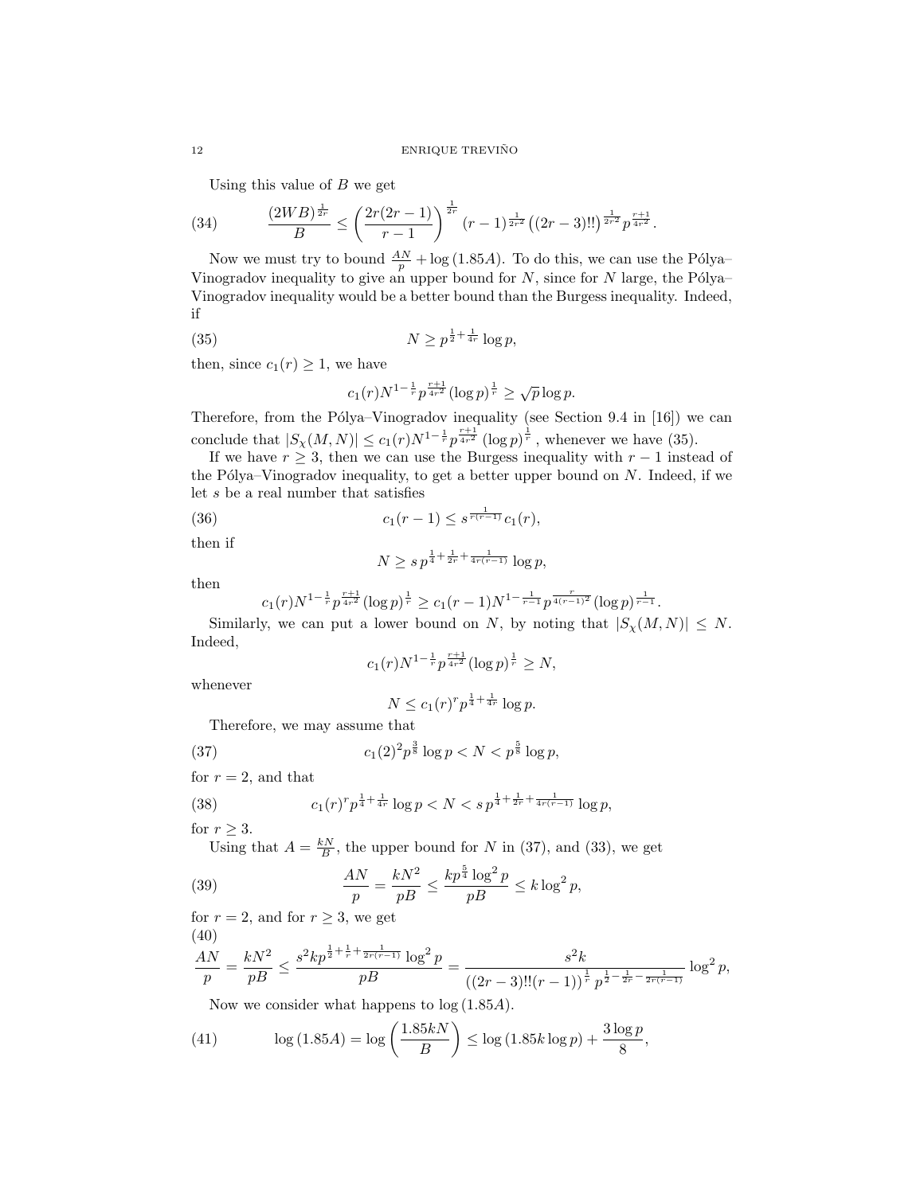Using this value of $B$ we get

$$\frac{(2WB)^{\frac{1}{2r}}}{B} \leq \left(\frac{2r(2r-1)}{r-1}\right)^{\frac{1}{2r}} (r-1)^{\frac{1}{2r^2}} \left((2r-3)!!\right)^{\frac{1}{2r^2}} p^{\frac{r+1}{4r^2}}. \tag{34}$$

Now we must try to bound $\frac{AN}{p} + \log(1.85A)$. To do this, we can use the Pólya–Vinogradov inequality to give an upper bound for $N$, since for $N$ large, the Pólya–Vinogradov inequality would be a better bound than the Burgess inequality. Indeed, if

$$N \geq p^{\frac{1}{2}+\frac{1}{4r}} \log p, \tag{35}$$

then, since $c_1(r) \geq 1$, we have

$$c_1(r) N^{1-\frac{1}{r}} p^{\frac{r+1}{4r^2}} (\log p)^{\frac{1}{r}} \geq \sqrt{p} \log p.$$

Therefore, from the Pólya–Vinogradov inequality (see Section 9.4 in [16]) we can conclude that $|S_\chi(M,N)| \leq c_1(r) N^{1-\frac{1}{r}} p^{\frac{r+1}{4r^2}} (\log p)^{\frac{1}{r}}$, whenever we have (35).

If we have $r \geq 3$, then we can use the Burgess inequality with $r-1$ instead of the Pólya–Vinogradov inequality, to get a better upper bound on $N$. Indeed, if we let $s$ be a real number that satisfies

$$c_1(r-1) \leq s^{\frac{1}{r(r-1)}} c_1(r), \tag{36}$$

then if

$$N \geq s\, p^{\frac{1}{4}+\frac{1}{2r}+\frac{1}{4r(r-1)}} \log p,$$

then

$$c_1(r) N^{1-\frac{1}{r}} p^{\frac{r+1}{4r^2}} (\log p)^{\frac{1}{r}} \geq c_1(r-1) N^{1-\frac{1}{r-1}} p^{\frac{r}{4(r-1)^2}} (\log p)^{\frac{1}{r-1}}.$$

Similarly, we can put a lower bound on $N$, by noting that $|S_\chi(M,N)| \leq N$. Indeed,

$$c_1(r) N^{1-\frac{1}{r}} p^{\frac{r+1}{4r^2}} (\log p)^{\frac{1}{r}} \geq N,$$

whenever

$$N \leq c_1(r)^r p^{\frac{1}{4}+\frac{1}{4r}} \log p.$$

Therefore, we may assume that

$$c_1(2)^2 p^{\frac{3}{8}} \log p < N < p^{\frac{5}{8}} \log p, \tag{37}$$

for $r = 2$, and that

$$c_1(r)^r p^{\frac{1}{4}+\frac{1}{4r}} \log p < N < s\, p^{\frac{1}{4}+\frac{1}{2r}+\frac{1}{4r(r-1)}} \log p, \tag{38}$$

for $r \geq 3$.

Using that $A = \frac{kN}{B}$, the upper bound for $N$ in (37), and (33), we get

$$\frac{AN}{p} = \frac{kN^2}{pB} \leq \frac{kp^{\frac{5}{4}} \log^2 p}{pB} \leq k \log^2 p, \tag{39}$$

for $r = 2$, and for $r \geq 3$, we get

$$\frac{AN}{p} = \frac{kN^2}{pB} \leq \frac{s^2 k p^{\frac{1}{2}+\frac{1}{r}+\frac{1}{2r(r-1)}} \log^2 p}{pB} = \frac{s^2 k}{\left((2r-3)!!(r-1)\right)^{\frac{1}{r}} p^{\frac{1}{2}-\frac{1}{2r}-\frac{1}{2r(r-1)}}} \log^2 p, \tag{40}$$

Now we consider what happens to $\log(1.85A)$.

$$\log(1.85A) = \log\left(\frac{1.85kN}{B}\right) \leq \log(1.85k \log p) + \frac{3 \log p}{8}, \tag{41}$$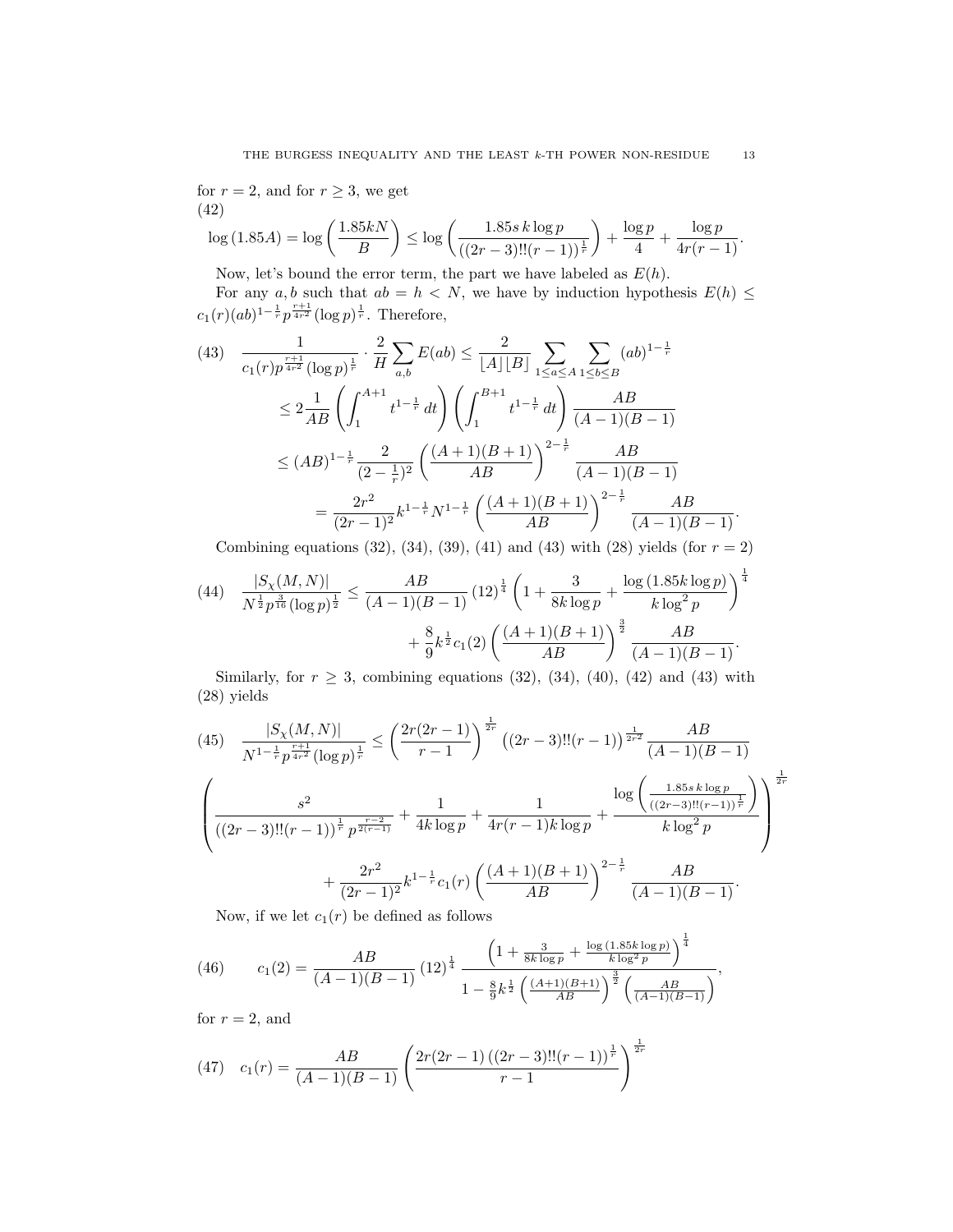for $r = 2$, and for $r \geq 3$, we get

(42)
$$\log(1.85A) = \log\left(\frac{1.85kN}{B}\right) \leq \log\left(\frac{1.85s\,k\log p}{((2r-3)!!(r-1))^{\frac{1}{r}}}\right) + \frac{\log p}{4} + \frac{\log p}{4r(r-1)}.$$

Now, let's bound the error term, the part we have labeled as $E(h)$.

For any $a, b$ such that $ab = h < N$, we have by induction hypothesis $E(h) \leq c_1(r)(ab)^{1-\frac{1}{r}}p^{\frac{r+1}{4r^2}}(\log p)^{\frac{1}{r}}$. Therefore,

$$(43)\quad \begin{aligned} \frac{1}{c_1(r)p^{\frac{r+1}{4r^2}}(\log p)^{\frac{1}{r}}} \cdot \frac{2}{H}\sum_{a,b} E(ab) &\leq \frac{2}{\lfloor A\rfloor\lfloor B\rfloor}\sum_{1\leq a\leq A}\sum_{1\leq b\leq B}(ab)^{1-\frac{1}{r}} \\ &\leq 2\frac{1}{AB}\left(\int_1^{A+1} t^{1-\frac{1}{r}}\,dt\right)\left(\int_1^{B+1} t^{1-\frac{1}{r}}\,dt\right)\frac{AB}{(A-1)(B-1)} \\ &\leq (AB)^{1-\frac{1}{r}}\frac{2}{(2-\frac{1}{r})^2}\left(\frac{(A+1)(B+1)}{AB}\right)^{2-\frac{1}{r}}\frac{AB}{(A-1)(B-1)} \\ &= \frac{2r^2}{(2r-1)^2}k^{1-\frac{1}{r}}N^{1-\frac{1}{r}}\left(\frac{(A+1)(B+1)}{AB}\right)^{2-\frac{1}{r}}\frac{AB}{(A-1)(B-1)}. \end{aligned}$$

Combining equations (32), (34), (39), (41) and (43) with (28) yields (for $r = 2$)

$$(44)\quad \begin{aligned} \frac{|S_\chi(M,N)|}{N^{\frac{1}{2}}p^{\frac{3}{16}}(\log p)^{\frac{1}{2}}} \leq \frac{AB}{(A-1)(B-1)}(12)^{\frac{1}{4}}\left(1 + \frac{3}{8k\log p} + \frac{\log(1.85k\log p)}{k\log^2 p}\right)^{\frac{1}{4}} \\ + \frac{8}{9}k^{\frac{1}{2}}c_1(2)\left(\frac{(A+1)(B+1)}{AB}\right)^{\frac{3}{2}}\frac{AB}{(A-1)(B-1)}. \end{aligned}$$

Similarly, for $r \geq 3$, combining equations (32), (34), (40), (42) and (43) with (28) yields

$$(45)\quad \begin{aligned} \frac{|S_\chi(M,N)|}{N^{1-\frac{1}{r}}p^{\frac{r+1}{4r^2}}(\log p)^{\frac{1}{r}}} &\leq \left(\frac{2r(2r-1)}{r-1}\right)^{\frac{1}{2r}}\left((2r-3)!!(r-1)\right)^{\frac{1}{2r^2}}\frac{AB}{(A-1)(B-1)} \\ &\left(\frac{s^2}{((2r-3)!!(r-1))^{\frac{1}{r}}\,p^{\frac{r-2}{2(r-1)}}} + \frac{1}{4k\log p} + \frac{1}{4r(r-1)k\log p} + \frac{\log\left(\frac{1.85s\,k\log p}{((2r-3)!!(r-1))^{\frac{1}{r}}}\right)}{k\log^2 p}\right)^{\frac{1}{2r}} \\ &+ \frac{2r^2}{(2r-1)^2}k^{1-\frac{1}{r}}c_1(r)\left(\frac{(A+1)(B+1)}{AB}\right)^{2-\frac{1}{r}}\frac{AB}{(A-1)(B-1)}. \end{aligned}$$

Now, if we let $c_1(r)$ be defined as follows

$$(46)\qquad c_1(2) = \frac{AB}{(A-1)(B-1)}(12)^{\frac{1}{4}}\frac{\left(1 + \frac{3}{8k\log p} + \frac{\log(1.85k\log p)}{k\log^2 p}\right)^{\frac{1}{4}}}{1 - \frac{8}{9}k^{\frac{1}{2}}\left(\frac{(A+1)(B+1)}{AB}\right)^{\frac{3}{2}}\left(\frac{AB}{(A-1)(B-1)}\right)},$$

for $r = 2$, and

$$(47)\quad c_1(r) = \frac{AB}{(A-1)(B-1)}\left(\frac{2r(2r-1)\left((2r-3)!!(r-1)\right)^{\frac{1}{r}}}{r-1}\right)^{\frac{1}{2r}}$$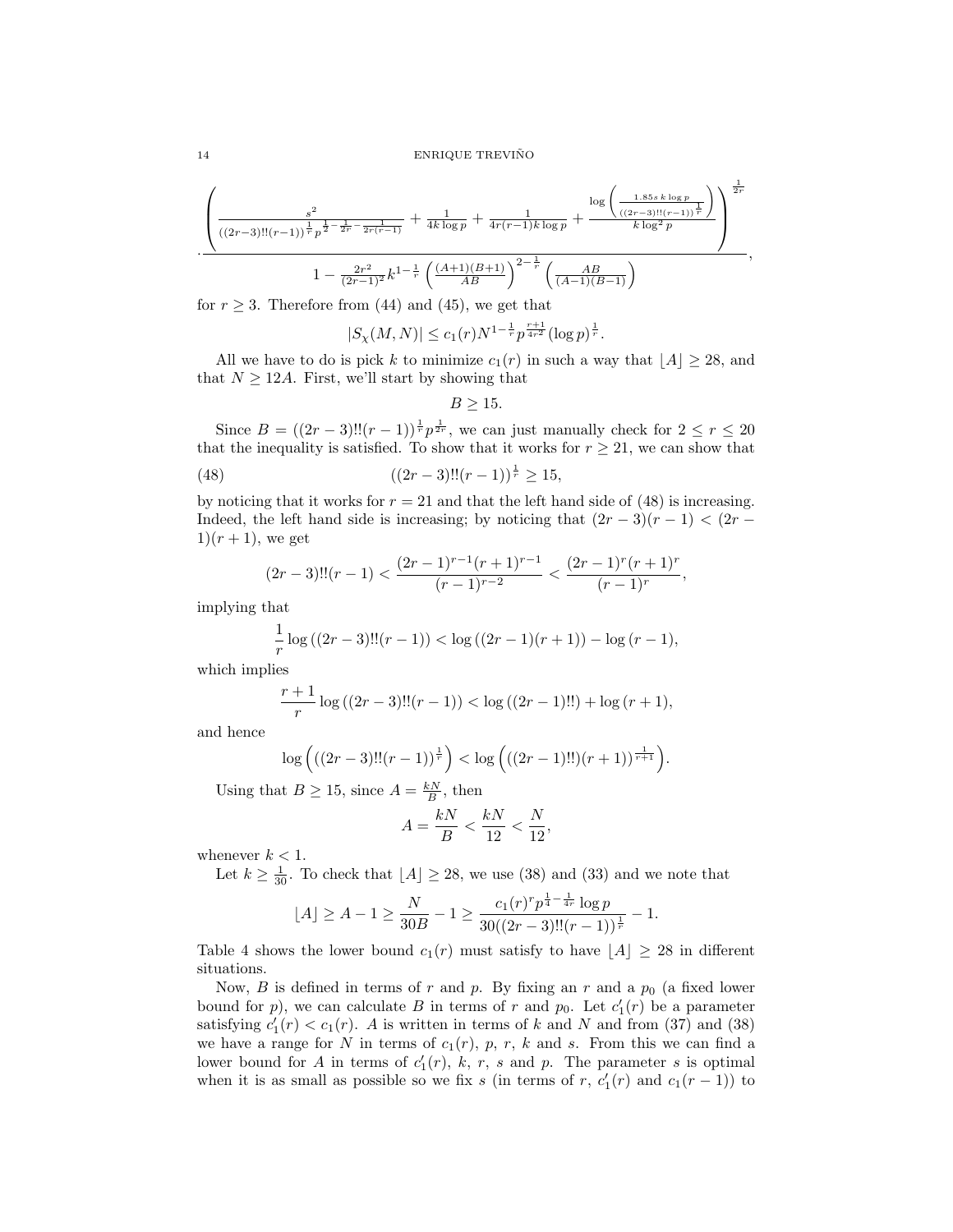$$\cdot\frac{\left(\frac{s^2}{((2r-3)!!(r-1))^{\frac{1}{r}}p^{\frac{1}{2}-\frac{1}{2r}-\frac{1}{2r(r-1)}}}+\frac{1}{4k\log p}+\frac{1}{4r(r-1)k\log p}+\frac{\log\left(\frac{1.85s\,k\log p}{((2r-3)!!(r-1))^{\frac{1}{r}}}\right)}{k\log^2 p}\right)^{\frac{1}{2r}}}{1-\frac{2r^2}{(2r-1)^2}k^{1-\frac{1}{r}}\left(\frac{(A+1)(B+1)}{AB}\right)^{2-\frac{1}{r}}\left(\frac{AB}{(A-1)(B-1)}\right)},$$

for $r \geq 3$. Therefore from (44) and (45), we get that

$$|S_\chi(M,N)| \leq c_1(r) N^{1-\frac{1}{r}} p^{\frac{r+1}{4r^2}} (\log p)^{\frac{1}{r}}.$$

All we have to do is pick $k$ to minimize $c_1(r)$ in such a way that $\lfloor A \rfloor \geq 28$, and that $N \geq 12A$. First, we'll start by showing that

$$B \geq 15.$$

Since $B = ((2r-3)!!(r-1))^{\frac{1}{r}} p^{\frac{1}{2r}}$, we can just manually check for $2 \leq r \leq 20$ that the inequality is satisfied. To show that it works for $r \geq 21$, we can show that

$$((2r-3)!!(r-1))^{\frac{1}{r}} \geq 15, \tag{48}$$

by noticing that it works for $r = 21$ and that the left hand side of (48) is increasing. Indeed, the left hand side is increasing; by noticing that $(2r-3)(r-1) < (2r-1)(r+1)$, we get

$$(2r-3)!!(r-1) < \frac{(2r-1)^{r-1}(r+1)^{r-1}}{(r-1)^{r-2}} < \frac{(2r-1)^r(r+1)^r}{(r-1)^r},$$

implying that

$$\frac{1}{r}\log\left((2r-3)!!(r-1)\right) < \log\left((2r-1)(r+1)\right) - \log(r-1),$$

which implies

$$\frac{r+1}{r}\log\left((2r-3)!!(r-1)\right) < \log\left((2r-1)!!\right) + \log(r+1),$$

and hence

$$\log\left(((2r-3)!!(r-1))^{\frac{1}{r}}\right) < \log\left(((2r-1)!!)(r+1))^{\frac{1}{r+1}}\right).$$

Using that $B \geq 15$, since $A = \frac{kN}{B}$, then

$$A = \frac{kN}{B} < \frac{kN}{12} < \frac{N}{12},$$

whenever $k < 1$.

Let $k \geq \frac{1}{30}$. To check that $\lfloor A \rfloor \geq 28$, we use (38) and (33) and we note that

$$\lfloor A \rfloor \geq A - 1 \geq \frac{N}{30B} - 1 \geq \frac{c_1(r)^r p^{\frac{1}{4}-\frac{1}{4r}}\log p}{30((2r-3)!!(r-1))^{\frac{1}{r}}} - 1.$$

Table 4 shows the lower bound $c_1(r)$ must satisfy to have $\lfloor A \rfloor \geq 28$ in different situations.

Now, $B$ is defined in terms of $r$ and $p$. By fixing an $r$ and a $p_0$ (a fixed lower bound for $p$), we can calculate $B$ in terms of $r$ and $p_0$. Let $c_1'(r)$ be a parameter satisfying $c_1'(r) < c_1(r)$. $A$ is written in terms of $k$ and $N$ and from (37) and (38) we have a range for $N$ in terms of $c_1(r)$, $p$, $r$, $k$ and $s$. From this we can find a lower bound for $A$ in terms of $c_1'(r)$, $k$, $r$, $s$ and $p$. The parameter $s$ is optimal when it is as small as possible so we fix $s$ (in terms of $r$, $c_1'(r)$ and $c_1(r-1)$) to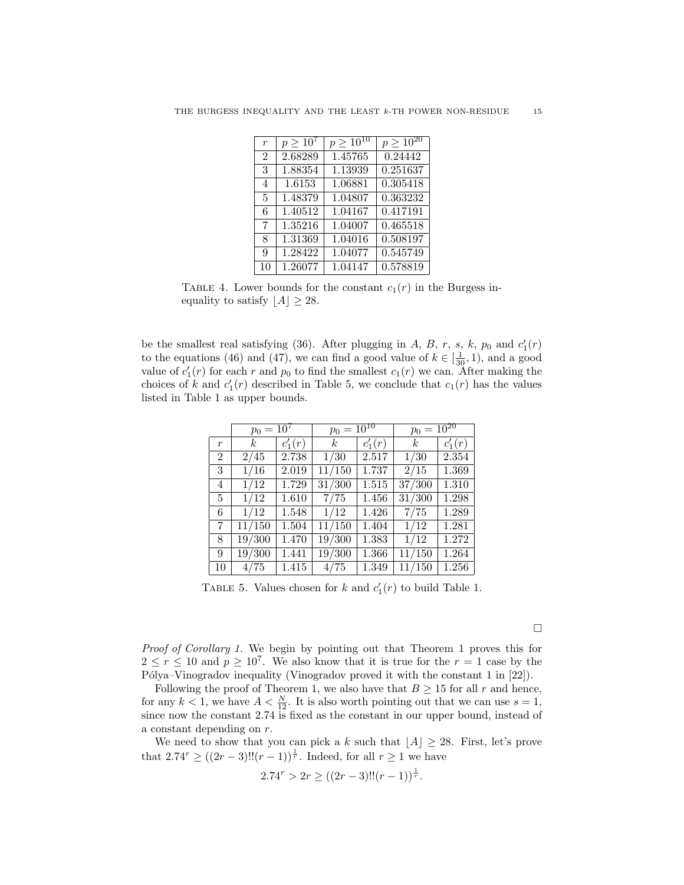| $r$ | $p \geq 10^7$ | $p \geq 10^{10}$ | $p \geq 10^{20}$ |
|---|---|---|---|
| 2 | 2.68289 | 1.45765 | 0.24442 |
| 3 | 1.88354 | 1.13939 | 0.251637 |
| 4 | 1.6153 | 1.06881 | 0.305418 |
| 5 | 1.48379 | 1.04807 | 0.363232 |
| 6 | 1.40512 | 1.04167 | 0.417191 |
| 7 | 1.35216 | 1.04007 | 0.465518 |
| 8 | 1.31369 | 1.04016 | 0.508197 |
| 9 | 1.28422 | 1.04077 | 0.545749 |
| 10 | 1.26077 | 1.04147 | 0.578819 |

TABLE 4. Lower bounds for the constant $c_1(r)$ in the Burgess inequality to satisfy $\lfloor A \rfloor \geq 28$.

be the smallest real satisfying (36). After plugging in $A$, $B$, $r$, $s$, $k$, $p_0$ and $c_1'(r)$ to the equations (46) and (47), we can find a good value of $k \in [\frac{1}{30}, 1)$, and a good value of $c_1'(r)$ for each $r$ and $p_0$ to find the smallest $c_1(r)$ we can. After making the choices of $k$ and $c_1'(r)$ described in Table 5, we conclude that $c_1(r)$ has the values listed in Table 1 as upper bounds.

| | $p_0 = 10^7$ | | $p_0 = 10^{10}$ | | $p_0 = 10^{20}$ | |
|---|---|---|---|---|---|---|
| $r$ | $k$ | $c_1'(r)$ | $k$ | $c_1'(r)$ | $k$ | $c_1'(r)$ |
| 2 | $2/45$ | 2.738 | $1/30$ | 2.517 | $1/30$ | 2.354 |
| 3 | $1/16$ | 2.019 | $11/150$ | 1.737 | $2/15$ | 1.369 |
| 4 | $1/12$ | 1.729 | $31/300$ | 1.515 | $37/300$ | 1.310 |
| 5 | $1/12$ | 1.610 | $7/75$ | 1.456 | $31/300$ | 1.298 |
| 6 | $1/12$ | 1.548 | $1/12$ | 1.426 | $7/75$ | 1.289 |
| 7 | $11/150$ | 1.504 | $11/150$ | 1.404 | $1/12$ | 1.281 |
| 8 | $19/300$ | 1.470 | $19/300$ | 1.383 | $1/12$ | 1.272 |
| 9 | $19/300$ | 1.441 | $19/300$ | 1.366 | $11/150$ | 1.264 |
| 10 | $4/75$ | 1.415 | $4/75$ | 1.349 | $11/150$ | 1.256 |

TABLE 5. Values chosen for $k$ and $c_1'(r)$ to build Table 1.

□

*Proof of Corollary 1.* We begin by pointing out that Theorem 1 proves this for $2 \leq r \leq 10$ and $p \geq 10^7$. We also know that it is true for the $r = 1$ case by the Pólya–Vinogradov inequality (Vinogradov proved it with the constant 1 in [22]).

Following the proof of Theorem 1, we also have that $B \geq 15$ for all $r$ and hence, for any $k < 1$, we have $A < \frac{N}{12}$. It is also worth pointing out that we can use $s = 1$, since now the constant 2.74 is fixed as the constant in our upper bound, instead of a constant depending on $r$.

We need to show that you can pick a $k$ such that $\lfloor A \rfloor \geq 28$. First, let's prove that $2.74^r \geq ((2r-3)!!(r-1))^{\frac{1}{r}}$. Indeed, for all $r \geq 1$ we have

$$2.74^r > 2r \geq ((2r-3)!!(r-1))^{\frac{1}{r}}.$$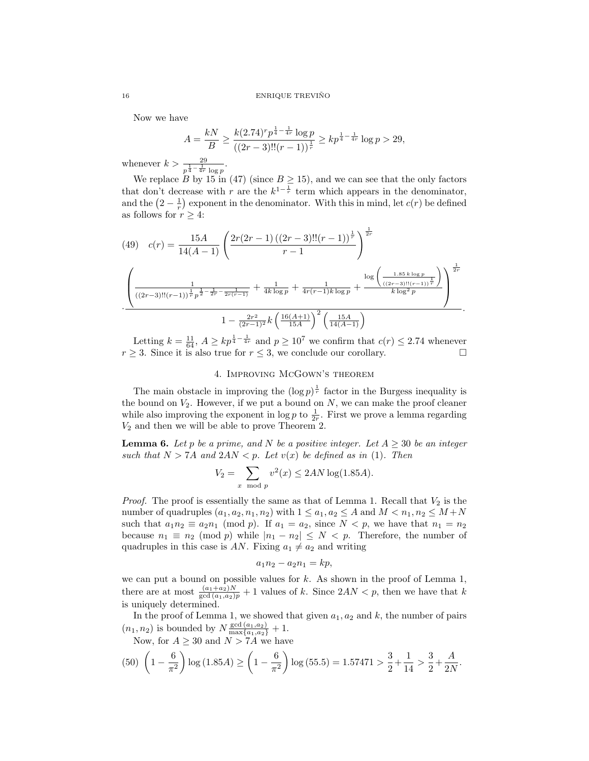Now we have

$$A = \frac{kN}{B} \geq \frac{k(2.74)^r p^{\frac{1}{4}-\frac{1}{4r}} \log p}{((2r-3)!!(r-1))^{\frac{1}{r}}} \geq kp^{\frac{1}{4}-\frac{1}{4r}} \log p > 29,$$

whenever $k > \frac{29}{p^{\frac{1}{4}-\frac{1}{4r}} \log p}$.

We replace $B$ by 15 in (47) (since $B \geq 15$), and we can see that the only factors that don't decrease with $r$ are the $k^{1-\frac{1}{r}}$ term which appears in the denominator, and the $\left(2 - \frac{1}{r}\right)$ exponent in the denominator. With this in mind, let $c(r)$ be defined as follows for $r \geq 4$:

$$(49) \quad c(r) = \frac{15A}{14(A-1)} \left( \frac{2r(2r-1)\left((2r-3)!!(r-1)\right)^{\frac{1}{r}}}{r-1} \right)^{\frac{1}{2r}}$$

$$\cdot \frac{\left( \frac{1}{((2r-3)!!(r-1))^{\frac{1}{r}} p^{\frac{1}{2}-\frac{1}{2r}-\frac{1}{2r(r-1)}}} + \frac{1}{4k\log p} + \frac{1}{4r(r-1)k\log p} + \frac{\log\left(\frac{1.85\, k \log p}{((2r-3)!!(r-1))^{\frac{1}{r}}}\right)}{k \log^2 p} \right)^{\frac{1}{2r}}}{1 - \frac{2r^2}{(2r-1)^2} k \left(\frac{16(A+1)}{15A}\right)^2 \left(\frac{15A}{14(A-1)}\right)}.$$

Letting $k = \frac{11}{64}$, $A \geq kp^{\frac{1}{4}-\frac{1}{4r}}$ and $p \geq 10^7$ we confirm that $c(r) \leq 2.74$ whenever $r \geq 3$. Since it is also true for $r \leq 3$, we conclude our corollary. $\square$

## 4. Improving McGown's theorem

The main obstacle in improving the $(\log p)^{\frac{1}{r}}$ factor in the Burgess inequality is the bound on $V_2$. However, if we put a bound on $N$, we can make the proof cleaner while also improving the exponent in $\log p$ to $\frac{1}{2r}$. First we prove a lemma regarding $V_2$ and then we will be able to prove Theorem 2.

**Lemma 6.** *Let $p$ be a prime, and $N$ be a positive integer. Let $A \geq 30$ be an integer such that $N > 7A$ and $2AN < p$. Let $v(x)$ be defined as in (1). Then*

$$V_2 = \sum_{x \mod p} v^2(x) \leq 2AN \log(1.85A).$$

*Proof.* The proof is essentially the same as that of Lemma 1. Recall that $V_2$ is the number of quadruples $(a_1, a_2, n_1, n_2)$ with $1 \leq a_1, a_2 \leq A$ and $M < n_1, n_2 \leq M+N$ such that $a_1 n_2 \equiv a_2 n_1 \pmod p$. If $a_1 = a_2$, since $N < p$, we have that $n_1 = n_2$ because $n_1 \equiv n_2 \pmod p$ while $|n_1 - n_2| \leq N < p$. Therefore, the number of quadruples in this case is $AN$. Fixing $a_1 \neq a_2$ and writing

$$a_1 n_2 - a_2 n_1 = kp,$$

we can put a bound on possible values for $k$. As shown in the proof of Lemma 1, there are at most $\frac{(a_1+a_2)N}{\gcd(a_1,a_2)p} + 1$ values of $k$. Since $2AN < p$, then we have that $k$ is uniquely determined.

In the proof of Lemma 1, we showed that given $a_1, a_2$ and $k$, the number of pairs $(n_1, n_2)$ is bounded by $N \frac{\gcd(a_1,a_2)}{\max\{a_1,a_2\}} + 1$.

Now, for $A \geq 30$ and $N > 7A$ we have

$$(50) \quad \left(1 - \frac{6}{\pi^2}\right) \log(1.85A) \geq \left(1 - \frac{6}{\pi^2}\right) \log(55.5) = 1.57471 > \frac{3}{2} + \frac{1}{14} > \frac{3}{2} + \frac{A}{2N}.$$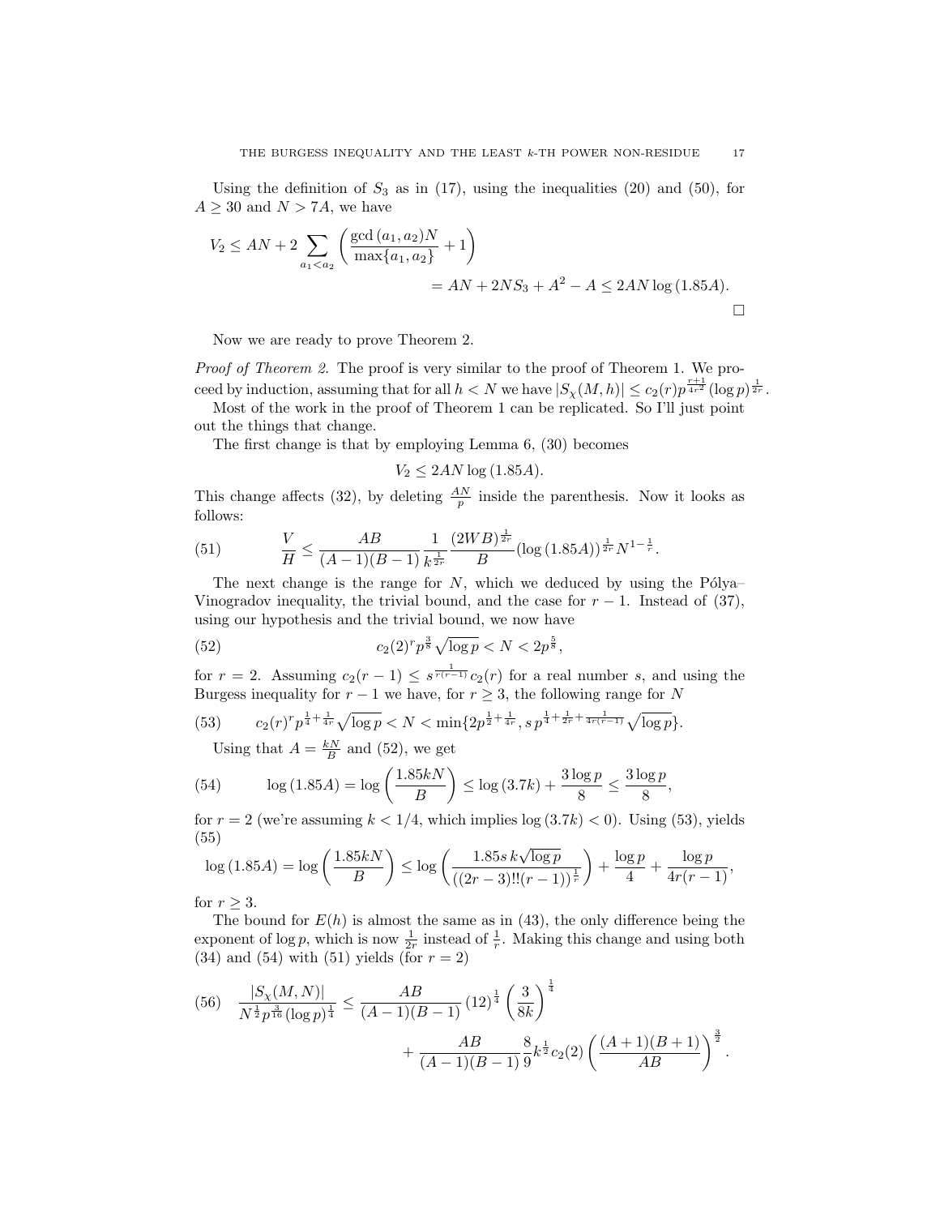Using the definition of $S_3$ as in (17), using the inequalities (20) and (50), for $A \geq 30$ and $N > 7A$, we have

$$V_2 \leq AN + 2 \sum_{a_1 < a_2} \left( \frac{\gcd(a_1, a_2) N}{\max\{a_1, a_2\}} + 1 \right)$$
$$= AN + 2NS_3 + A^2 - A \leq 2AN \log(1.85A).$$

□

Now we are ready to prove Theorem 2.

*Proof of Theorem 2.* The proof is very similar to the proof of Theorem 1. We proceed by induction, assuming that for all $h < N$ we have $|S_\chi(M, h)| \leq c_2(r) p^{\frac{r+1}{4r^2}} (\log p)^{\frac{1}{2r}}$.

Most of the work in the proof of Theorem 1 can be replicated. So I'll just point out the things that change.

The first change is that by employing Lemma 6, (30) becomes

$$V_2 \leq 2AN \log(1.85A).$$

This change affects (32), by deleting $\frac{AN}{p}$ inside the parenthesis. Now it looks as follows:

$$\frac{V}{H} \leq \frac{AB}{(A-1)(B-1)} \frac{1}{k^{\frac{1}{2r}}} \frac{(2WB)^{\frac{1}{2r}}}{B} (\log(1.85A))^{\frac{1}{2r}} N^{1-\frac{1}{r}}. \tag{51}$$

The next change is the range for $N$, which we deduced by using the Pólya–Vinogradov inequality, the trivial bound, and the case for $r-1$. Instead of (37), using our hypothesis and the trivial bound, we now have

$$c_2(2)^r p^{\frac{3}{8}} \sqrt{\log p} < N < 2p^{\frac{5}{8}}, \tag{52}$$

for $r = 2$. Assuming $c_2(r-1) \leq s^{\frac{1}{r(r-1)}} c_2(r)$ for a real number $s$, and using the Burgess inequality for $r-1$ we have, for $r \geq 3$, the following range for $N$

$$c_2(r)^r p^{\frac{1}{4} + \frac{1}{4r}} \sqrt{\log p} < N < \min\{2p^{\frac{1}{2} + \frac{1}{4r}}, s\, p^{\frac{1}{4} + \frac{1}{2r} + \frac{1}{4r(r-1)}} \sqrt{\log p}\}. \tag{53}$$

Using that $A = \frac{kN}{B}$ and (52), we get

$$\log(1.85A) = \log\left(\frac{1.85kN}{B}\right) \leq \log(3.7k) + \frac{3\log p}{8} \leq \frac{3\log p}{8}, \tag{54}$$

for $r = 2$ (we're assuming $k < 1/4$, which implies $\log(3.7k) < 0$). Using (53), yields

$$\log(1.85A) = \log\left(\frac{1.85kN}{B}\right) \leq \log\left(\frac{1.85 s\, k \sqrt{\log p}}{((2r-3)!!(r-1))^{\frac{1}{r}}}\right) + \frac{\log p}{4} + \frac{\log p}{4r(r-1)}, \tag{55}$$

for $r \geq 3$.

The bound for $E(h)$ is almost the same as in (43), the only difference being the exponent of $\log p$, which is now $\frac{1}{2r}$ instead of $\frac{1}{r}$. Making this change and using both (34) and (54) with (51) yields (for $r = 2$)

$$\frac{|S_\chi(M,N)|}{N^{\frac{1}{2}} p^{\frac{3}{16}} (\log p)^{\frac{1}{4}}} \leq \frac{AB}{(A-1)(B-1)} (12)^{\frac{1}{4}} \left(\frac{3}{8k}\right)^{\frac{1}{4}}$$
$$+ \frac{AB}{(A-1)(B-1)} \frac{8}{9} k^{\frac{1}{2}} c_2(2) \left(\frac{(A+1)(B+1)}{AB}\right)^{\frac{3}{2}}. \tag{56}$$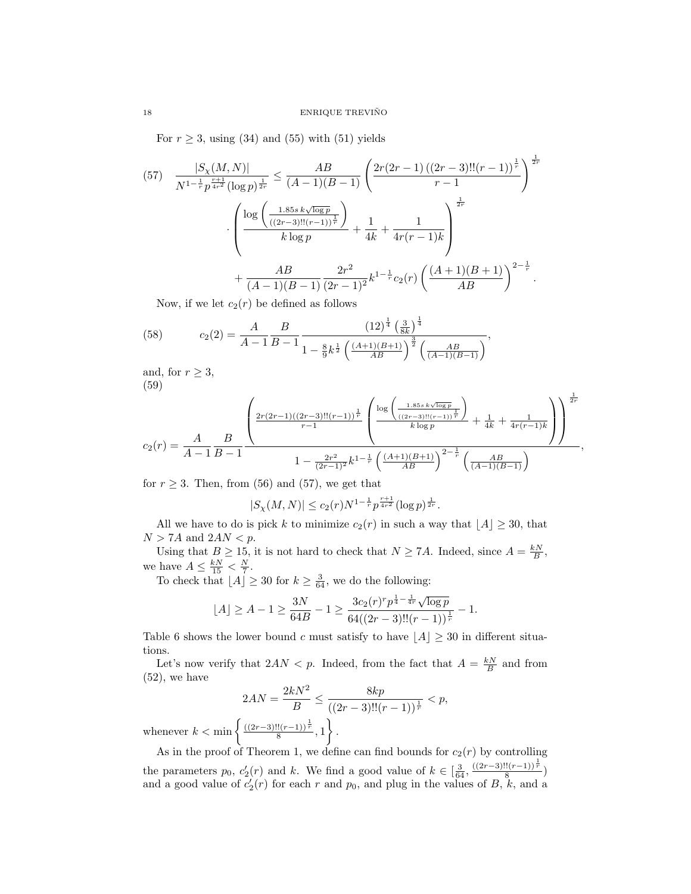For $r \geq 3$, using (34) and (55) with (51) yields

$$
\begin{aligned}
(57)\quad \frac{|S_\chi(M,N)|}{N^{1-\frac{1}{r}}p^{\frac{r+1}{4r^2}}(\log p)^{\frac{1}{2r}}} \leq \frac{AB}{(A-1)(B-1)} &\left(\frac{2r(2r-1)\left((2r-3)!!(r-1)\right)^{\frac{1}{r}}}{r-1}\right)^{\frac{1}{2r}} \\
&\cdot \left(\frac{\log\left(\frac{1.85s\, k\sqrt{\log p}}{((2r-3)!!(r-1))^{\frac{1}{r}}}\right)}{k\log p} + \frac{1}{4k} + \frac{1}{4r(r-1)k}\right)^{\frac{1}{2r}} \\
&+ \frac{AB}{(A-1)(B-1)}\frac{2r^2}{(2r-1)^2}k^{1-\frac{1}{r}}c_2(r)\left(\frac{(A+1)(B+1)}{AB}\right)^{2-\frac{1}{r}}.
\end{aligned}
$$

Now, if we let $c_2(r)$ be defined as follows

$$
(58)\qquad c_2(2) = \frac{A}{A-1}\frac{B}{B-1}\frac{(12)^{\frac{1}{4}}\left(\frac{3}{8k}\right)^{\frac{1}{4}}}{1-\frac{8}{9}k^{\frac{1}{2}}\left(\frac{(A+1)(B+1)}{AB}\right)^{\frac{3}{2}}\left(\frac{AB}{(A-1)(B-1)}\right)},
$$

and, for $r \geq 3$,
(59)

$$
c_2(r) = \frac{A}{A-1}\frac{B}{B-1}\frac{\left(\frac{2r(2r-1)((2r-3)!!(r-1))^{\frac{1}{r}}}{r-1}\left(\frac{\log\left(\frac{1.85s\,k\sqrt{\log p}}{((2r-3)!!(r-1))^{\frac{1}{r}}}\right)}{k\log p} + \frac{1}{4k} + \frac{1}{4r(r-1)k}\right)\right)^{\frac{1}{2r}}}{1-\frac{2r^2}{(2r-1)^2}k^{1-\frac{1}{r}}\left(\frac{(A+1)(B+1)}{AB}\right)^{2-\frac{1}{r}}\left(\frac{AB}{(A-1)(B-1)}\right)},
$$

for $r \geq 3$. Then, from (56) and (57), we get that

$$
|S_\chi(M,N)| \leq c_2(r)N^{1-\frac{1}{r}}p^{\frac{r+1}{4r^2}}(\log p)^{\frac{1}{2r}}.
$$

All we have to do is pick $k$ to minimize $c_2(r)$ in such a way that $\lfloor A\rfloor \geq 30$, that $N > 7A$ and $2AN < p$.

Using that $B \geq 15$, it is not hard to check that $N \geq 7A$. Indeed, since $A = \frac{kN}{B}$, we have $A \leq \frac{kN}{15} < \frac{N}{7}$.

To check that $\lfloor A\rfloor \geq 30$ for $k \geq \frac{3}{64}$, we do the following:

$$
\lfloor A\rfloor \geq A - 1 \geq \frac{3N}{64B} - 1 \geq \frac{3c_2(r)^r p^{\frac{1}{4}-\frac{1}{4r}}\sqrt{\log p}}{64((2r-3)!!(r-1))^{\frac{1}{r}}} - 1.
$$

Table 6 shows the lower bound $c$ must satisfy to have $\lfloor A\rfloor \geq 30$ in different situations.

Let's now verify that $2AN < p$. Indeed, from the fact that $A = \frac{kN}{B}$ and from (52), we have

$$
2AN = \frac{2kN^2}{B} \leq \frac{8kp}{((2r-3)!!(r-1))^{\frac{1}{r}}} < p,
$$

whenever $k < \min\left\{\frac{((2r-3)!!(r-1))^{\frac{1}{r}}}{8}, 1\right\}$.

As in the proof of Theorem 1, we define can find bounds for $c_2(r)$ by controlling the parameters $p_0$, $c_2'(r)$ and $k$. We find a good value of $k \in [\frac{3}{64}, \frac{((2r-3)!!(r-1))^{\frac{1}{r}}}{8})$ and a good value of $c_2'(r)$ for each $r$ and $p_0$, and plug in the values of $B$, $k$, and a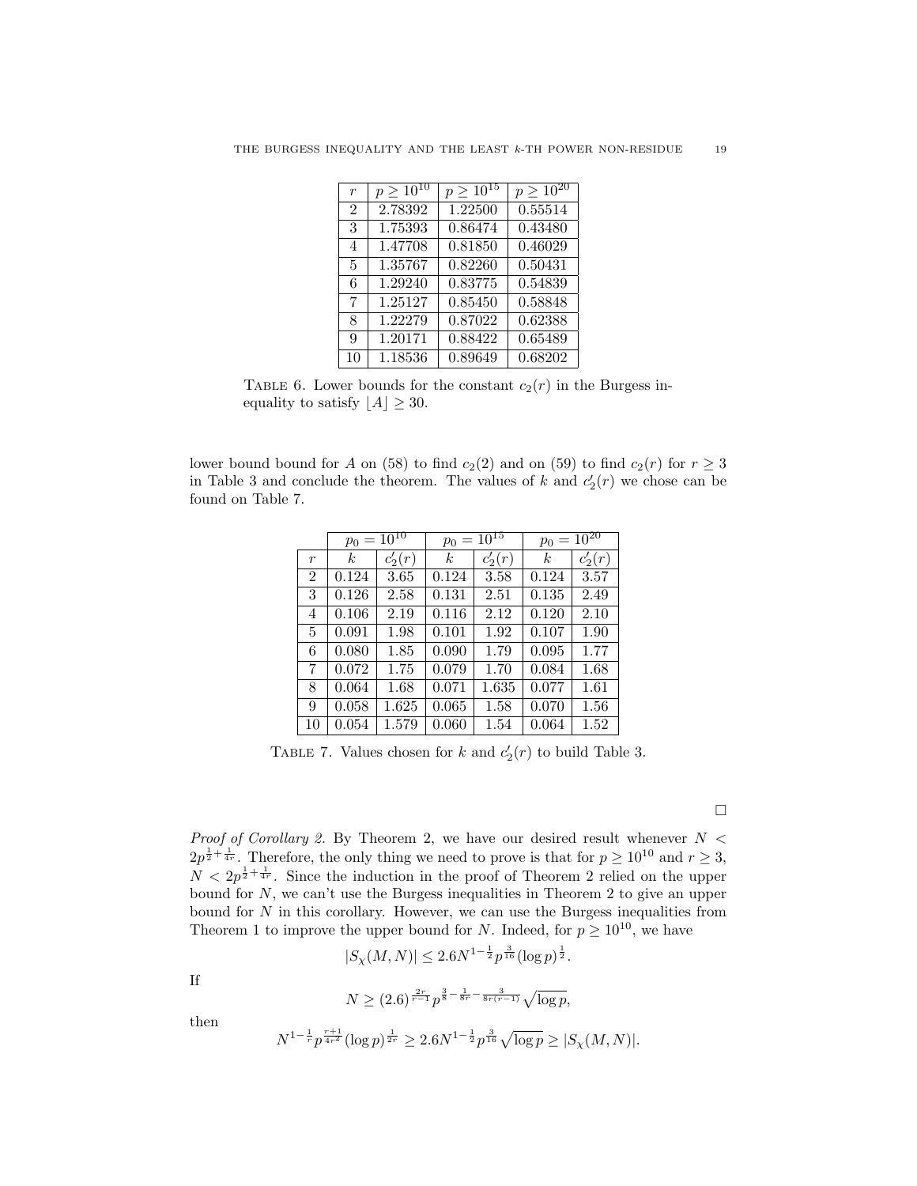| $r$ | $p \geq 10^{10}$ | $p \geq 10^{15}$ | $p \geq 10^{20}$ |
|---|---|---|---|
| 2 | 2.78392 | 1.22500 | 0.55514 |
| 3 | 1.75393 | 0.86474 | 0.43480 |
| 4 | 1.47708 | 0.81850 | 0.46029 |
| 5 | 1.35767 | 0.82260 | 0.50431 |
| 6 | 1.29240 | 0.83775 | 0.54839 |
| 7 | 1.25127 | 0.85450 | 0.58848 |
| 8 | 1.22279 | 0.87022 | 0.62388 |
| 9 | 1.20171 | 0.88422 | 0.65489 |
| 10 | 1.18536 | 0.89649 | 0.68202 |

TABLE 6. Lower bounds for the constant $c_2(r)$ in the Burgess inequality to satisfy $\lfloor A \rfloor \geq 30$.

lower bound bound for $A$ on (58) to find $c_2(2)$ and on (59) to find $c_2(r)$ for $r \geq 3$ in Table 3 and conclude the theorem. The values of $k$ and $c_2'(r)$ we chose can be found on Table 7.

| | $p_0 = 10^{10}$ | | $p_0 = 10^{15}$ | | $p_0 = 10^{20}$ | |
|---|---|---|---|---|---|---|
| $r$ | $k$ | $c_2'(r)$ | $k$ | $c_2'(r)$ | $k$ | $c_2'(r)$ |
| 2 | 0.124 | 3.65 | 0.124 | 3.58 | 0.124 | 3.57 |
| 3 | 0.126 | 2.58 | 0.131 | 2.51 | 0.135 | 2.49 |
| 4 | 0.106 | 2.19 | 0.116 | 2.12 | 0.120 | 2.10 |
| 5 | 0.091 | 1.98 | 0.101 | 1.92 | 0.107 | 1.90 |
| 6 | 0.080 | 1.85 | 0.090 | 1.79 | 0.095 | 1.77 |
| 7 | 0.072 | 1.75 | 0.079 | 1.70 | 0.084 | 1.68 |
| 8 | 0.064 | 1.68 | 0.071 | 1.635 | 0.077 | 1.61 |
| 9 | 0.058 | 1.625 | 0.065 | 1.58 | 0.070 | 1.56 |
| 10 | 0.054 | 1.579 | 0.060 | 1.54 | 0.064 | 1.52 |

TABLE 7. Values chosen for $k$ and $c_2'(r)$ to build Table 3.

□

*Proof of Corollary 2.* By Theorem 2, we have our desired result whenever $N < 2p^{\frac{1}{2}+\frac{1}{4r}}$. Therefore, the only thing we need to prove is that for $p \geq 10^{10}$ and $r \geq 3$, $N < 2p^{\frac{1}{2}+\frac{1}{4r}}$. Since the induction in the proof of Theorem 2 relied on the upper bound for $N$, we can't use the Burgess inequalities in Theorem 2 to give an upper bound for $N$ in this corollary. However, we can use the Burgess inequalities from Theorem 1 to improve the upper bound for $N$. Indeed, for $p \geq 10^{10}$, we have

$$|S_\chi(M,N)| \leq 2.6N^{1-\frac{1}{2}}p^{\frac{3}{16}}(\log p)^{\frac{1}{2}}.$$

If

$$N \geq (2.6)^{\frac{2r}{r-1}}p^{\frac{3}{8}-\frac{1}{8r}-\frac{3}{8r(r-1)}}\sqrt{\log p},$$

then

$$N^{1-\frac{1}{r}}p^{\frac{r+1}{4r^2}}(\log p)^{\frac{1}{2r}} \geq 2.6N^{1-\frac{1}{2}}p^{\frac{3}{16}}\sqrt{\log p} \geq |S_\chi(M,N)|.$$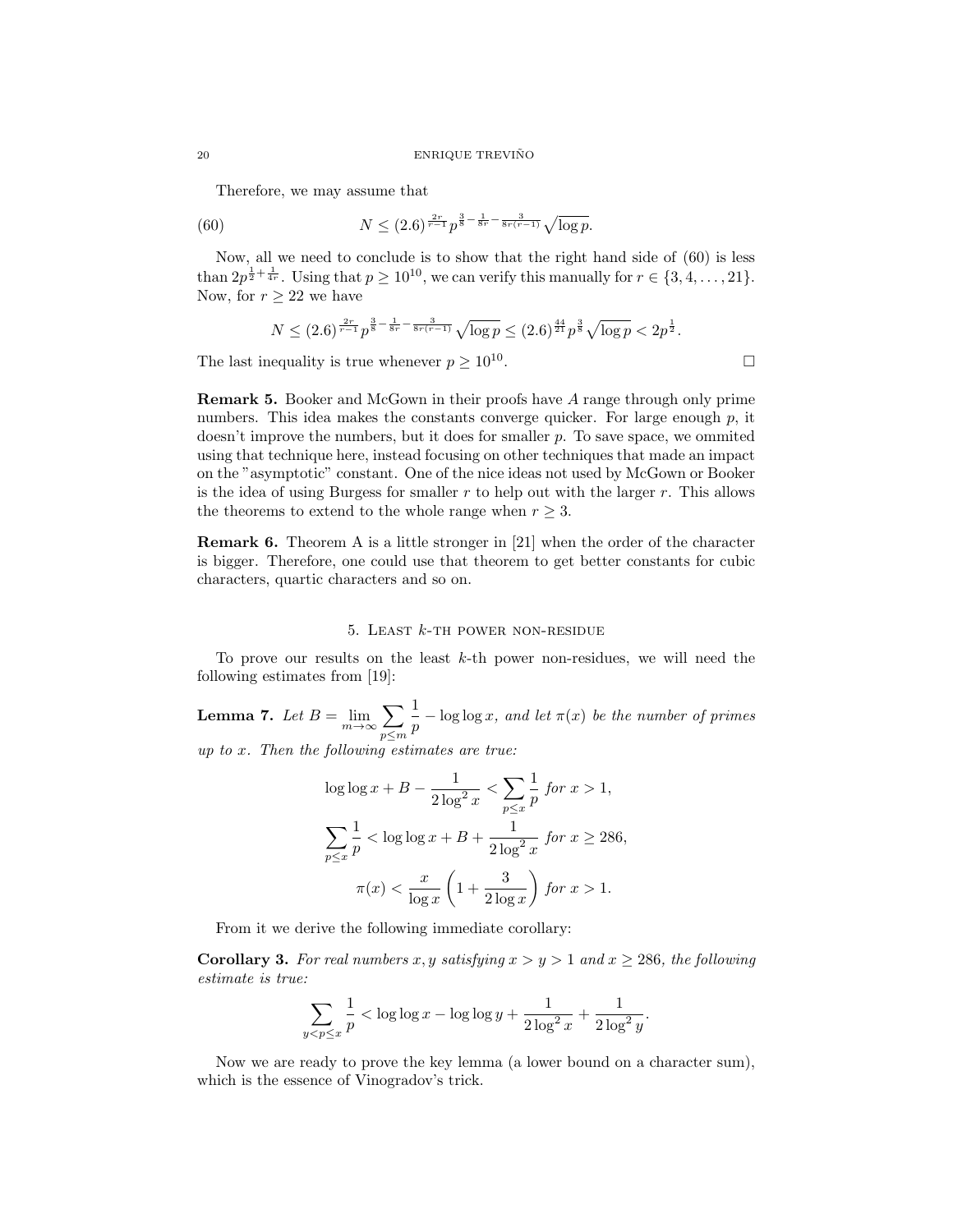Therefore, we may assume that

$$N \leq (2.6)^{\frac{2r}{r-1}} p^{\frac{3}{8} - \frac{1}{8r} - \frac{3}{8r(r-1)}} \sqrt{\log p}. \tag{60}$$

Now, all we need to conclude is to show that the right hand side of (60) is less than $2p^{\frac{1}{2}+\frac{1}{4r}}$. Using that $p \geq 10^{10}$, we can verify this manually for $r \in \{3, 4, \ldots, 21\}$. Now, for $r \geq 22$ we have

$$N \leq (2.6)^{\frac{2r}{r-1}} p^{\frac{3}{8} - \frac{1}{8r} - \frac{3}{8r(r-1)}} \sqrt{\log p} \leq (2.6)^{\frac{44}{21}} p^{\frac{3}{8}} \sqrt{\log p} < 2p^{\frac{1}{2}}.$$

The last inequality is true whenever $p \geq 10^{10}$. $\square$

**Remark 5.** Booker and McGown in their proofs have $A$ range through only prime numbers. This idea makes the constants converge quicker. For large enough $p$, it doesn't improve the numbers, but it does for smaller $p$. To save space, we ommited using that technique here, instead focusing on other techniques that made an impact on the "asymptotic" constant. One of the nice ideas not used by McGown or Booker is the idea of using Burgess for smaller $r$ to help out with the larger $r$. This allows the theorems to extend to the whole range when $r \geq 3$.

**Remark 6.** Theorem A is a little stronger in [21] when the order of the character is bigger. Therefore, one could use that theorem to get better constants for cubic characters, quartic characters and so on.

## 5. Least $k$-th power non-residue

To prove our results on the least $k$-th power non-residues, we will need the following estimates from [19]:

**Lemma 7.** *Let $B = \lim_{m\to\infty} \sum_{p \leq m} \frac{1}{p} - \log\log x$, and let $\pi(x)$ be the number of primes up to $x$. Then the following estimates are true:*

$$\log\log x + B - \frac{1}{2\log^2 x} < \sum_{p \leq x} \frac{1}{p} \text{ for } x > 1,$$

$$\sum_{p \leq x} \frac{1}{p} < \log\log x + B + \frac{1}{2\log^2 x} \text{ for } x \geq 286,$$

$$\pi(x) < \frac{x}{\log x}\left(1 + \frac{3}{2\log x}\right) \text{ for } x > 1.$$

From it we derive the following immediate corollary:

**Corollary 3.** *For real numbers $x, y$ satisfying $x > y > 1$ and $x \geq 286$, the following estimate is true:*

$$\sum_{y < p \leq x} \frac{1}{p} < \log\log x - \log\log y + \frac{1}{2\log^2 x} + \frac{1}{2\log^2 y}.$$

Now we are ready to prove the key lemma (a lower bound on a character sum), which is the essence of Vinogradov's trick.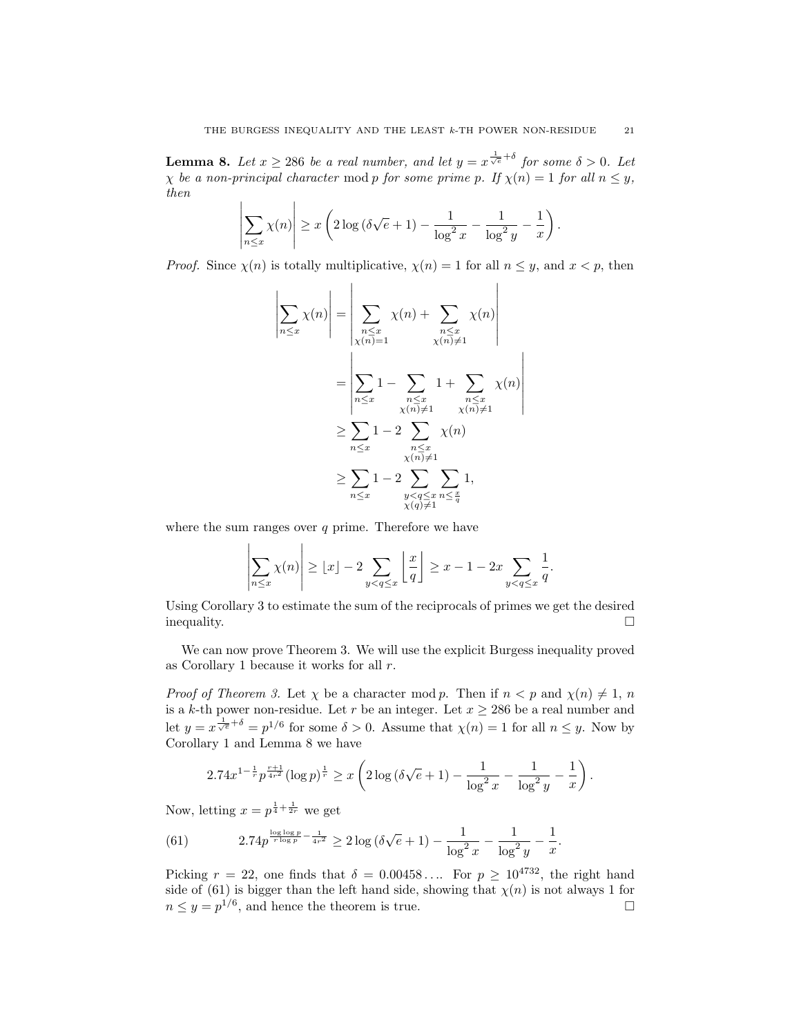**Lemma 8.** *Let $x \geq 286$ be a real number, and let $y = x^{\frac{1}{\sqrt{e}}+\delta}$ for some $\delta > 0$. Let $\chi$ be a non-principal character $\bmod\, p$ for some prime $p$. If $\chi(n) = 1$ for all $n \leq y$, then*

$$\left|\sum_{n\leq x} \chi(n)\right| \geq x\left(2\log\left(\delta\sqrt{e}+1\right) - \frac{1}{\log^2 x} - \frac{1}{\log^2 y} - \frac{1}{x}\right).$$

*Proof.* Since $\chi(n)$ is totally multiplicative, $\chi(n) = 1$ for all $n \leq y$, and $x < p$, then

$$\begin{aligned}
\left|\sum_{n\leq x} \chi(n)\right| &= \left|\sum_{\substack{n\leq x\\ \chi(n)=1}} \chi(n) + \sum_{\substack{n\leq x\\ \chi(n)\neq 1}} \chi(n)\right| \\
&= \left|\sum_{n\leq x} 1 - \sum_{\substack{n\leq x\\ \chi(n)\neq 1}} 1 + \sum_{\substack{n\leq x\\ \chi(n)\neq 1}} \chi(n)\right| \\
&\geq \sum_{n\leq x} 1 - 2\sum_{\substack{n\leq x\\ \chi(n)\neq 1}} \chi(n) \\
&\geq \sum_{n\leq x} 1 - 2\sum_{\substack{y<q\leq x\\ \chi(q)\neq 1}} \sum_{n\leq \frac{x}{q}} 1,
\end{aligned}$$

where the sum ranges over $q$ prime. Therefore we have

$$\left|\sum_{n\leq x} \chi(n)\right| \geq \lfloor x \rfloor - 2\sum_{y<q\leq x} \left\lfloor \frac{x}{q} \right\rfloor \geq x - 1 - 2x\sum_{y<q\leq x} \frac{1}{q}.$$

Using Corollary 3 to estimate the sum of the reciprocals of primes we get the desired inequality. $\square$

We can now prove Theorem 3. We will use the explicit Burgess inequality proved as Corollary 1 because it works for all $r$.

*Proof of Theorem 3.* Let $\chi$ be a character $\bmod\, p$. Then if $n < p$ and $\chi(n) \neq 1$, $n$ is a $k$-th power non-residue. Let $r$ be an integer. Let $x \geq 286$ be a real number and let $y = x^{\frac{1}{\sqrt{e}}+\delta} = p^{1/6}$ for some $\delta > 0$. Assume that $\chi(n) = 1$ for all $n \leq y$. Now by Corollary 1 and Lemma 8 we have

$$2.74x^{1-\frac{1}{r}} p^{\frac{r+1}{4r^2}} (\log p)^{\frac{1}{r}} \geq x\left(2\log\left(\delta\sqrt{e}+1\right) - \frac{1}{\log^2 x} - \frac{1}{\log^2 y} - \frac{1}{x}\right).$$

Now, letting $x = p^{\frac{1}{4}+\frac{1}{2r}}$ we get

$$2.74p^{\frac{\log\log p}{r\log p} - \frac{1}{4r^2}} \geq 2\log\left(\delta\sqrt{e}+1\right) - \frac{1}{\log^2 x} - \frac{1}{\log^2 y} - \frac{1}{x}. \tag{61}$$

Picking $r = 22$, one finds that $\delta = 0.00458\ldots$. For $p \geq 10^{4732}$, the right hand side of (61) is bigger than the left hand side, showing that $\chi(n)$ is not always 1 for $n \leq y = p^{1/6}$, and hence the theorem is true. $\square$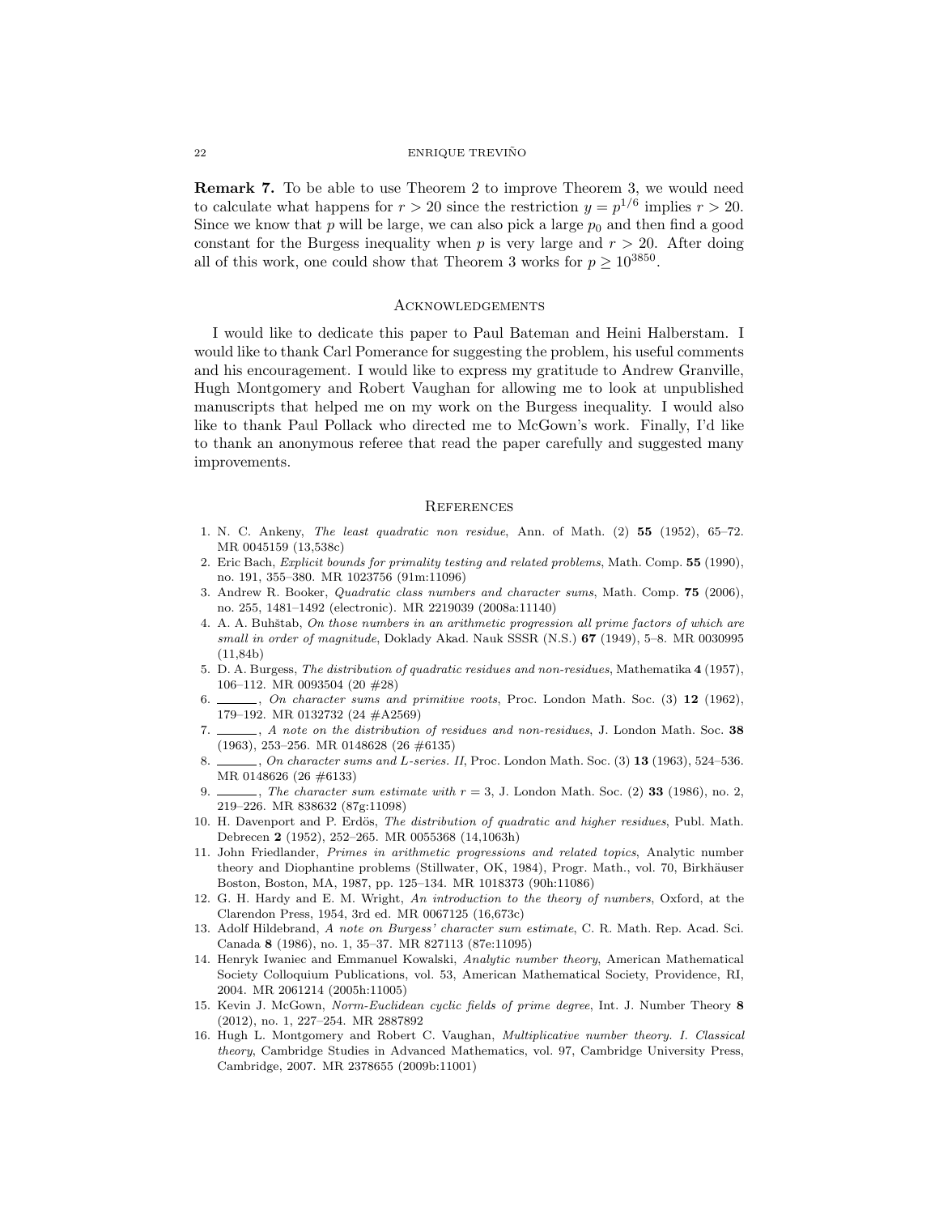**Remark 7.** To be able to use Theorem 2 to improve Theorem 3, we would need to calculate what happens for $r > 20$ since the restriction $y = p^{1/6}$ implies $r > 20$. Since we know that $p$ will be large, we can also pick a large $p_0$ and then find a good constant for the Burgess inequality when $p$ is very large and $r > 20$. After doing all of this work, one could show that Theorem 3 works for $p \geq 10^{3850}$.

## Acknowledgements

I would like to dedicate this paper to Paul Bateman and Heini Halberstam. I would like to thank Carl Pomerance for suggesting the problem, his useful comments and his encouragement. I would like to express my gratitude to Andrew Granville, Hugh Montgomery and Robert Vaughan for allowing me to look at unpublished manuscripts that helped me on my work on the Burgess inequality. I would also like to thank Paul Pollack who directed me to McGown's work. Finally, I'd like to thank an anonymous referee that read the paper carefully and suggested many improvements.

## References

1. N. C. Ankeny, *The least quadratic non residue*, Ann. of Math. (2) **55** (1952), 65–72. MR 0045159 (13,538c)
2. Eric Bach, *Explicit bounds for primality testing and related problems*, Math. Comp. **55** (1990), no. 191, 355–380. MR 1023756 (91m:11096)
3. Andrew R. Booker, *Quadratic class numbers and character sums*, Math. Comp. **75** (2006), no. 255, 1481–1492 (electronic). MR 2219039 (2008a:11140)
4. A. A. Buhštab, *On those numbers in an arithmetic progression all prime factors of which are small in order of magnitude*, Doklady Akad. Nauk SSSR (N.S.) **67** (1949), 5–8. MR 0030995 (11,84b)
5. D. A. Burgess, *The distribution of quadratic residues and non-residues*, Mathematika **4** (1957), 106–112. MR 0093504 (20 #28)
6. ______, *On character sums and primitive roots*, Proc. London Math. Soc. (3) **12** (1962), 179–192. MR 0132732 (24 #A2569)
7. ______, *A note on the distribution of residues and non-residues*, J. London Math. Soc. **38** (1963), 253–256. MR 0148628 (26 #6135)
8. ______, *On character sums and L-series. II*, Proc. London Math. Soc. (3) **13** (1963), 524–536. MR 0148626 (26 #6133)
9. ______, *The character sum estimate with $r = 3$*, J. London Math. Soc. (2) **33** (1986), no. 2, 219–226. MR 838632 (87g:11098)
10. H. Davenport and P. Erdös, *The distribution of quadratic and higher residues*, Publ. Math. Debrecen **2** (1952), 252–265. MR 0055368 (14,1063h)
11. John Friedlander, *Primes in arithmetic progressions and related topics*, Analytic number theory and Diophantine problems (Stillwater, OK, 1984), Progr. Math., vol. 70, Birkhäuser Boston, Boston, MA, 1987, pp. 125–134. MR 1018373 (90h:11086)
12. G. H. Hardy and E. M. Wright, *An introduction to the theory of numbers*, Oxford, at the Clarendon Press, 1954, 3rd ed. MR 0067125 (16,673c)
13. Adolf Hildebrand, *A note on Burgess' character sum estimate*, C. R. Math. Rep. Acad. Sci. Canada **8** (1986), no. 1, 35–37. MR 827113 (87e:11095)
14. Henryk Iwaniec and Emmanuel Kowalski, *Analytic number theory*, American Mathematical Society Colloquium Publications, vol. 53, American Mathematical Society, Providence, RI, 2004. MR 2061214 (2005h:11005)
15. Kevin J. McGown, *Norm-Euclidean cyclic fields of prime degree*, Int. J. Number Theory **8** (2012), no. 1, 227–254. MR 2887892
16. Hugh L. Montgomery and Robert C. Vaughan, *Multiplicative number theory. I. Classical theory*, Cambridge Studies in Advanced Mathematics, vol. 97, Cambridge University Press, Cambridge, 2007. MR 2378655 (2009b:11001)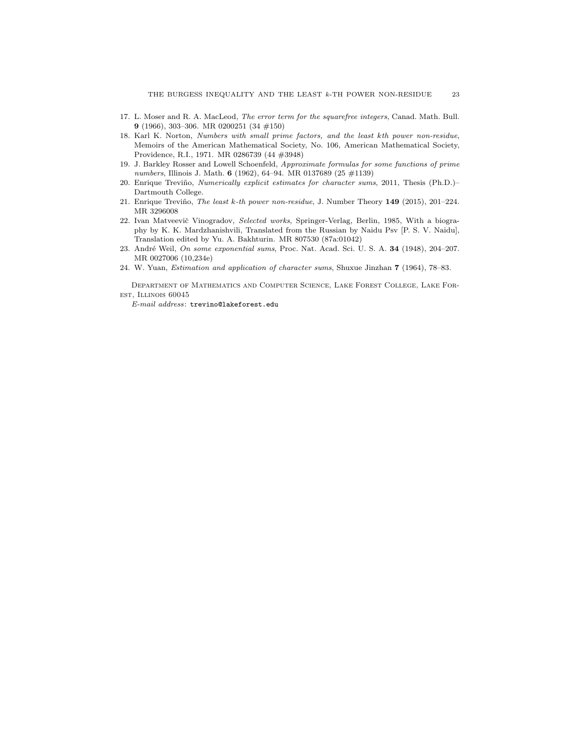17. L. Moser and R. A. MacLeod, *The error term for the squarefree integers*, Canad. Math. Bull. **9** (1966), 303–306. MR 0200251 (34 #150)
18. Karl K. Norton, *Numbers with small prime factors, and the least kth power non-residue*, Memoirs of the American Mathematical Society, No. 106, American Mathematical Society, Providence, R.I., 1971. MR 0286739 (44 #3948)
19. J. Barkley Rosser and Lowell Schoenfeld, *Approximate formulas for some functions of prime numbers*, Illinois J. Math. **6** (1962), 64–94. MR 0137689 (25 #1139)
20. Enrique Treviño, *Numerically explicit estimates for character sums*, 2011, Thesis (Ph.D.)–Dartmouth College.
21. Enrique Treviño, *The least k-th power non-residue*, J. Number Theory **149** (2015), 201–224. MR 3296008
22. Ivan Matveevič Vinogradov, *Selected works*, Springer-Verlag, Berlin, 1985, With a biography by K. K. Mardzhanishvili, Translated from the Russian by Naidu Psv [P. S. V. Naidu], Translation edited by Yu. A. Bakhturin. MR 807530 (87a:01042)
23. André Weil, *On some exponential sums*, Proc. Nat. Acad. Sci. U. S. A. **34** (1948), 204–207. MR 0027006 (10,234e)
24. W. Yuan, *Estimation and application of character sums*, Shuxue Jinzhan **7** (1964), 78–83.

Department of Mathematics and Computer Science, Lake Forest College, Lake Forest, Illinois 60045

*E-mail address*: trevino@lakeforest.edu